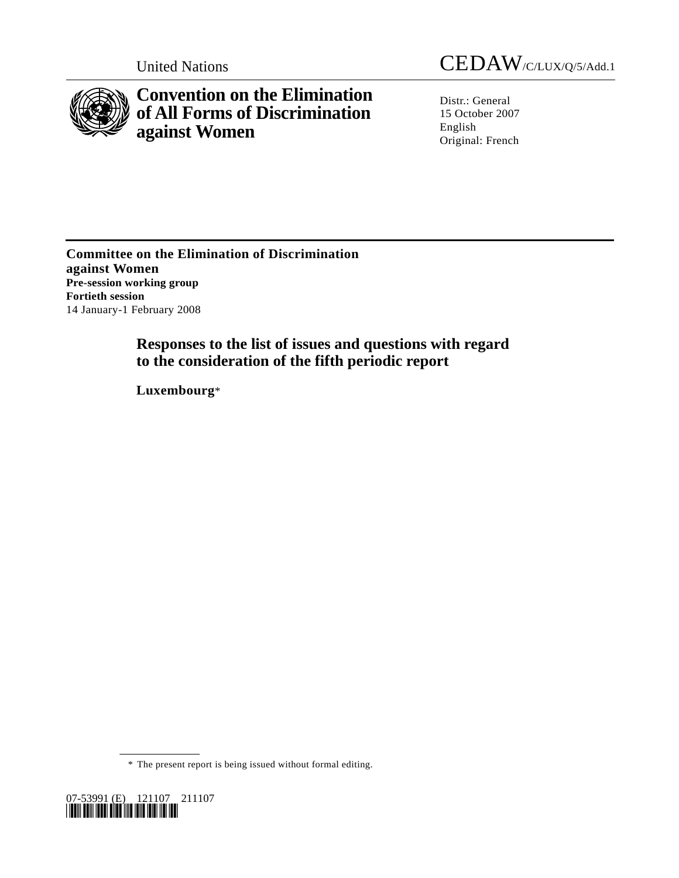United Nations

CEDAW/C/LUX/Q/5/Add.1

# Convention on the Elimination of All Forms of Discrimination against Women

Distr.: General
15 October 2007
English
Original: French

---

**Committee on the Elimination of Discrimination against Women**
**Pre-session working group**
**Fortieth session**
14 January-1 February 2008

## Responses to the list of issues and questions with regard to the consideration of the fifth periodic report

**Luxembourg***

---

\* The present report is being issued without formal editing.

07-53991 (E) 121107 211107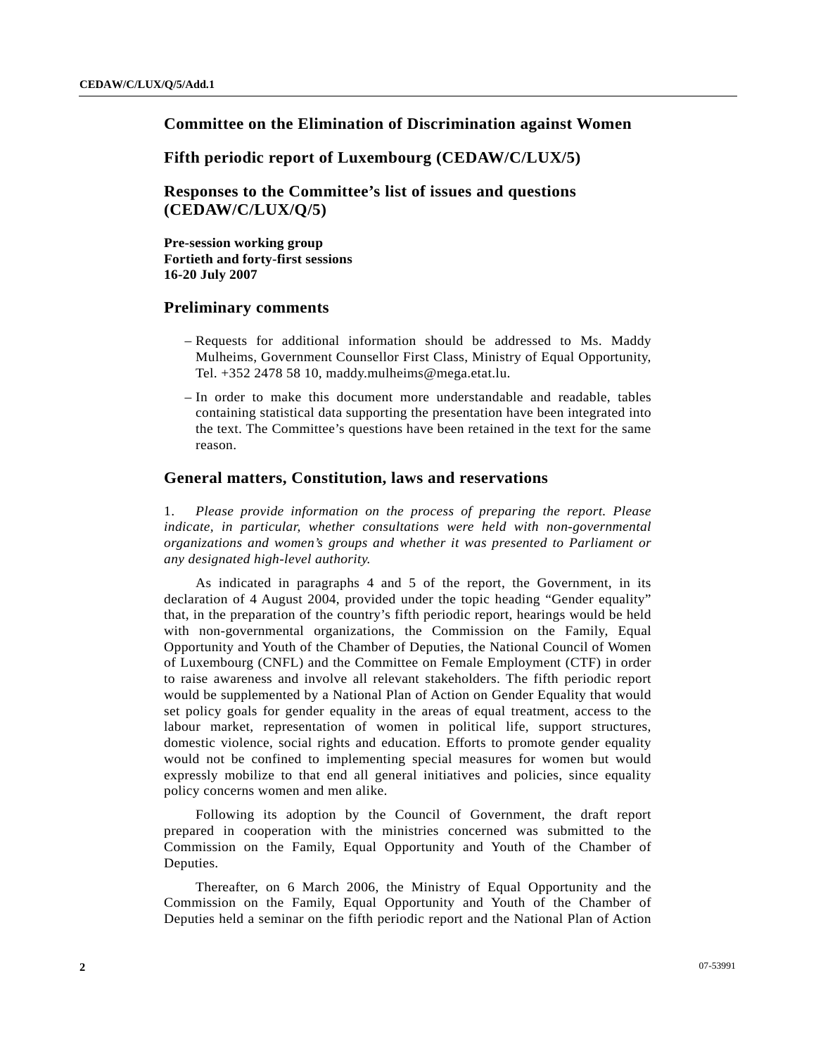## Committee on the Elimination of Discrimination against Women

## Fifth periodic report of Luxembourg (CEDAW/C/LUX/5)

## Responses to the Committee's list of issues and questions (CEDAW/C/LUX/Q/5)

**Pre-session working group**
**Fortieth and forty-first sessions**
**16-20 July 2007**

## Preliminary comments

- Requests for additional information should be addressed to Ms. Maddy Mulheims, Government Counsellor First Class, Ministry of Equal Opportunity, Tel. +352 2478 58 10, maddy.mulheims@mega.etat.lu.
- In order to make this document more understandable and readable, tables containing statistical data supporting the presentation have been integrated into the text. The Committee's questions have been retained in the text for the same reason.

## General matters, Constitution, laws and reservations

1. *Please provide information on the process of preparing the report. Please indicate, in particular, whether consultations were held with non-governmental organizations and women's groups and whether it was presented to Parliament or any designated high-level authority.*

As indicated in paragraphs 4 and 5 of the report, the Government, in its declaration of 4 August 2004, provided under the topic heading "Gender equality" that, in the preparation of the country's fifth periodic report, hearings would be held with non-governmental organizations, the Commission on the Family, Equal Opportunity and Youth of the Chamber of Deputies, the National Council of Women of Luxembourg (CNFL) and the Committee on Female Employment (CTF) in order to raise awareness and involve all relevant stakeholders. The fifth periodic report would be supplemented by a National Plan of Action on Gender Equality that would set policy goals for gender equality in the areas of equal treatment, access to the labour market, representation of women in political life, support structures, domestic violence, social rights and education. Efforts to promote gender equality would not be confined to implementing special measures for women but would expressly mobilize to that end all general initiatives and policies, since equality policy concerns women and men alike.

Following its adoption by the Council of Government, the draft report prepared in cooperation with the ministries concerned was submitted to the Commission on the Family, Equal Opportunity and Youth of the Chamber of Deputies.

Thereafter, on 6 March 2006, the Ministry of Equal Opportunity and the Commission on the Family, Equal Opportunity and Youth of the Chamber of Deputies held a seminar on the fifth periodic report and the National Plan of Action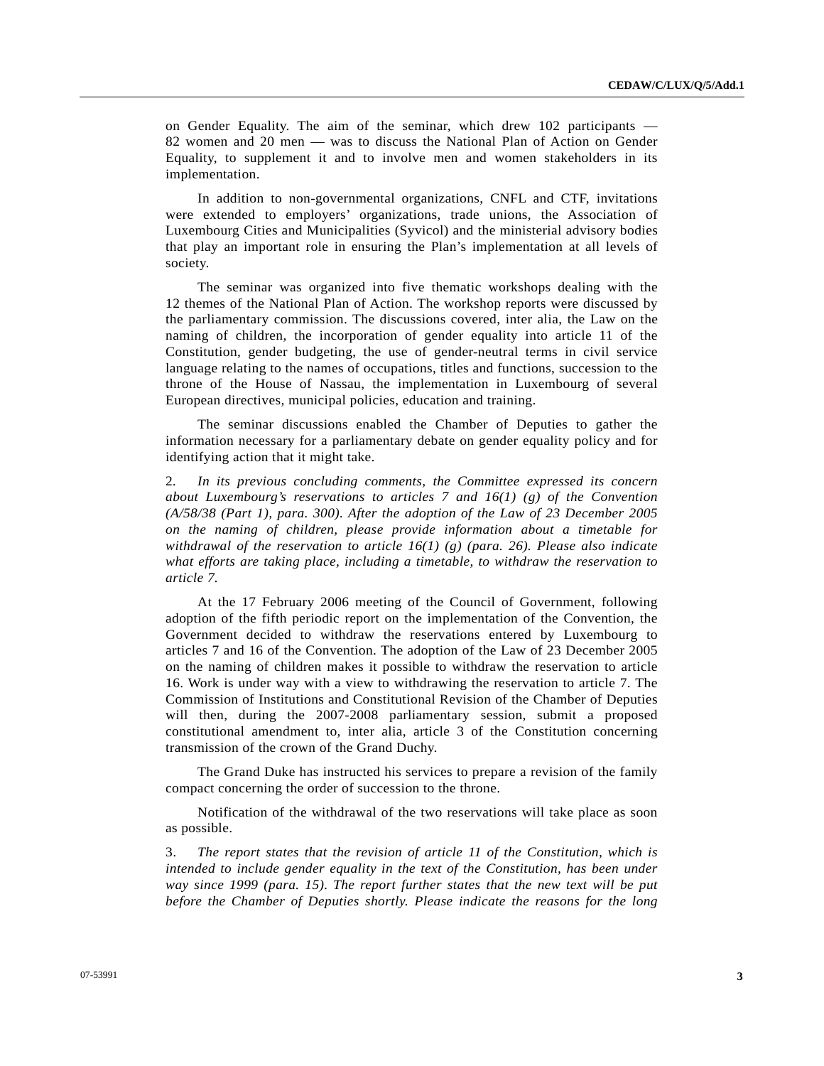on Gender Equality. The aim of the seminar, which drew 102 participants — 82 women and 20 men — was to discuss the National Plan of Action on Gender Equality, to supplement it and to involve men and women stakeholders in its implementation.

In addition to non-governmental organizations, CNFL and CTF, invitations were extended to employers' organizations, trade unions, the Association of Luxembourg Cities and Municipalities (Syvicol) and the ministerial advisory bodies that play an important role in ensuring the Plan's implementation at all levels of society.

The seminar was organized into five thematic workshops dealing with the 12 themes of the National Plan of Action. The workshop reports were discussed by the parliamentary commission. The discussions covered, inter alia, the Law on the naming of children, the incorporation of gender equality into article 11 of the Constitution, gender budgeting, the use of gender-neutral terms in civil service language relating to the names of occupations, titles and functions, succession to the throne of the House of Nassau, the implementation in Luxembourg of several European directives, municipal policies, education and training.

The seminar discussions enabled the Chamber of Deputies to gather the information necessary for a parliamentary debate on gender equality policy and for identifying action that it might take.

2. *In its previous concluding comments, the Committee expressed its concern about Luxembourg's reservations to articles 7 and 16(1) (g) of the Convention (A/58/38 (Part 1), para. 300). After the adoption of the Law of 23 December 2005 on the naming of children, please provide information about a timetable for withdrawal of the reservation to article 16(1) (g) (para. 26). Please also indicate what efforts are taking place, including a timetable, to withdraw the reservation to article 7.*

At the 17 February 2006 meeting of the Council of Government, following adoption of the fifth periodic report on the implementation of the Convention, the Government decided to withdraw the reservations entered by Luxembourg to articles 7 and 16 of the Convention. The adoption of the Law of 23 December 2005 on the naming of children makes it possible to withdraw the reservation to article 16. Work is under way with a view to withdrawing the reservation to article 7. The Commission of Institutions and Constitutional Revision of the Chamber of Deputies will then, during the 2007-2008 parliamentary session, submit a proposed constitutional amendment to, inter alia, article 3 of the Constitution concerning transmission of the crown of the Grand Duchy.

The Grand Duke has instructed his services to prepare a revision of the family compact concerning the order of succession to the throne.

Notification of the withdrawal of the two reservations will take place as soon as possible.

3. *The report states that the revision of article 11 of the Constitution, which is intended to include gender equality in the text of the Constitution, has been under way since 1999 (para. 15). The report further states that the new text will be put before the Chamber of Deputies shortly. Please indicate the reasons for the long*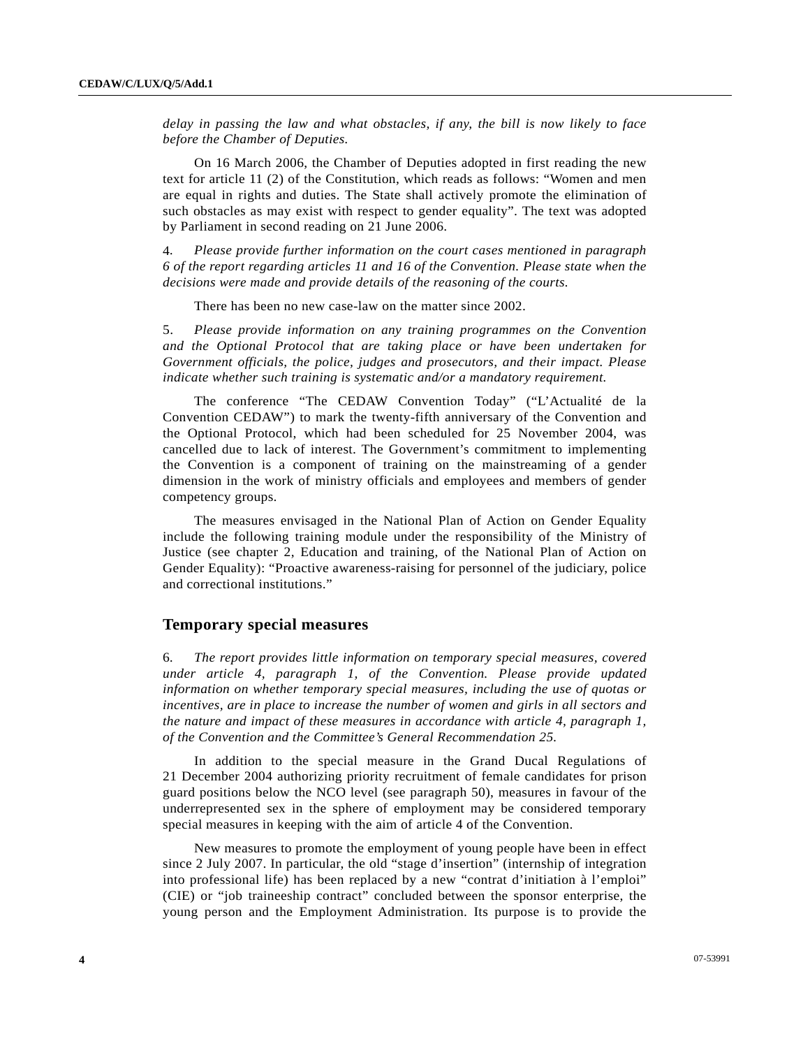*delay in passing the law and what obstacles, if any, the bill is now likely to face before the Chamber of Deputies.*

On 16 March 2006, the Chamber of Deputies adopted in first reading the new text for article 11 (2) of the Constitution, which reads as follows: "Women and men are equal in rights and duties. The State shall actively promote the elimination of such obstacles as may exist with respect to gender equality". The text was adopted by Parliament in second reading on 21 June 2006.

4. *Please provide further information on the court cases mentioned in paragraph 6 of the report regarding articles 11 and 16 of the Convention. Please state when the decisions were made and provide details of the reasoning of the courts.*

There has been no new case-law on the matter since 2002.

5. *Please provide information on any training programmes on the Convention and the Optional Protocol that are taking place or have been undertaken for Government officials, the police, judges and prosecutors, and their impact. Please indicate whether such training is systematic and/or a mandatory requirement.*

The conference "The CEDAW Convention Today" ("L'Actualité de la Convention CEDAW") to mark the twenty-fifth anniversary of the Convention and the Optional Protocol, which had been scheduled for 25 November 2004, was cancelled due to lack of interest. The Government's commitment to implementing the Convention is a component of training on the mainstreaming of a gender dimension in the work of ministry officials and employees and members of gender competency groups.

The measures envisaged in the National Plan of Action on Gender Equality include the following training module under the responsibility of the Ministry of Justice (see chapter 2, Education and training, of the National Plan of Action on Gender Equality): "Proactive awareness-raising for personnel of the judiciary, police and correctional institutions."

## Temporary special measures

6. *The report provides little information on temporary special measures, covered under article 4, paragraph 1, of the Convention. Please provide updated information on whether temporary special measures, including the use of quotas or incentives, are in place to increase the number of women and girls in all sectors and the nature and impact of these measures in accordance with article 4, paragraph 1, of the Convention and the Committee's General Recommendation 25.*

In addition to the special measure in the Grand Ducal Regulations of 21 December 2004 authorizing priority recruitment of female candidates for prison guard positions below the NCO level (see paragraph 50), measures in favour of the underrepresented sex in the sphere of employment may be considered temporary special measures in keeping with the aim of article 4 of the Convention.

New measures to promote the employment of young people have been in effect since 2 July 2007. In particular, the old "stage d'insertion" (internship of integration into professional life) has been replaced by a new "contrat d'initiation à l'emploi" (CIE) or "job traineeship contract" concluded between the sponsor enterprise, the young person and the Employment Administration. Its purpose is to provide the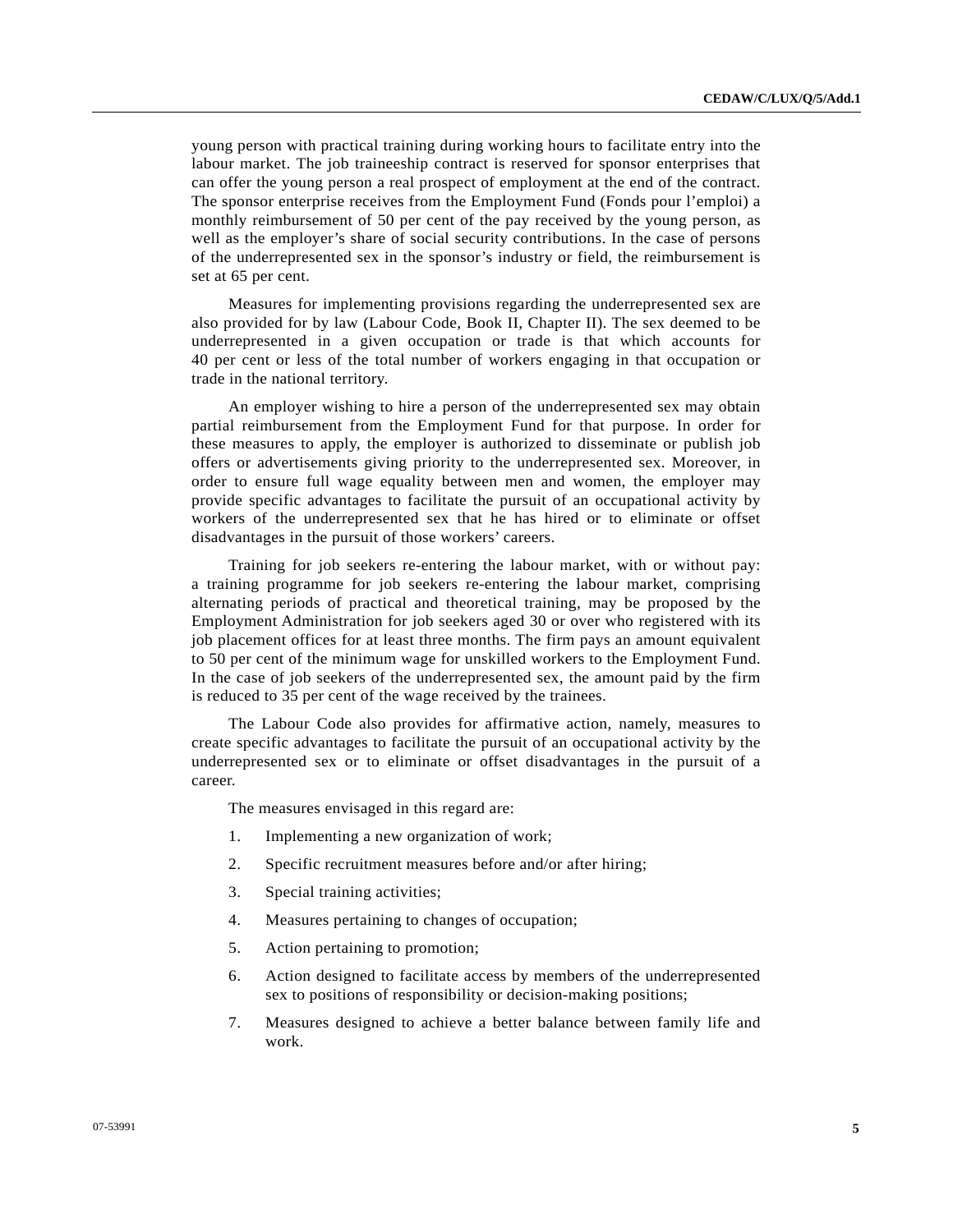young person with practical training during working hours to facilitate entry into the labour market. The job traineeship contract is reserved for sponsor enterprises that can offer the young person a real prospect of employment at the end of the contract. The sponsor enterprise receives from the Employment Fund (Fonds pour l'emploi) a monthly reimbursement of 50 per cent of the pay received by the young person, as well as the employer's share of social security contributions. In the case of persons of the underrepresented sex in the sponsor's industry or field, the reimbursement is set at 65 per cent.

Measures for implementing provisions regarding the underrepresented sex are also provided for by law (Labour Code, Book II, Chapter II). The sex deemed to be underrepresented in a given occupation or trade is that which accounts for 40 per cent or less of the total number of workers engaging in that occupation or trade in the national territory.

An employer wishing to hire a person of the underrepresented sex may obtain partial reimbursement from the Employment Fund for that purpose. In order for these measures to apply, the employer is authorized to disseminate or publish job offers or advertisements giving priority to the underrepresented sex. Moreover, in order to ensure full wage equality between men and women, the employer may provide specific advantages to facilitate the pursuit of an occupational activity by workers of the underrepresented sex that he has hired or to eliminate or offset disadvantages in the pursuit of those workers' careers.

Training for job seekers re-entering the labour market, with or without pay: a training programme for job seekers re-entering the labour market, comprising alternating periods of practical and theoretical training, may be proposed by the Employment Administration for job seekers aged 30 or over who registered with its job placement offices for at least three months. The firm pays an amount equivalent to 50 per cent of the minimum wage for unskilled workers to the Employment Fund. In the case of job seekers of the underrepresented sex, the amount paid by the firm is reduced to 35 per cent of the wage received by the trainees.

The Labour Code also provides for affirmative action, namely, measures to create specific advantages to facilitate the pursuit of an occupational activity by the underrepresented sex or to eliminate or offset disadvantages in the pursuit of a career.

The measures envisaged in this regard are:

1. Implementing a new organization of work;
2. Specific recruitment measures before and/or after hiring;
3. Special training activities;
4. Measures pertaining to changes of occupation;
5. Action pertaining to promotion;
6. Action designed to facilitate access by members of the underrepresented sex to positions of responsibility or decision-making positions;
7. Measures designed to achieve a better balance between family life and work.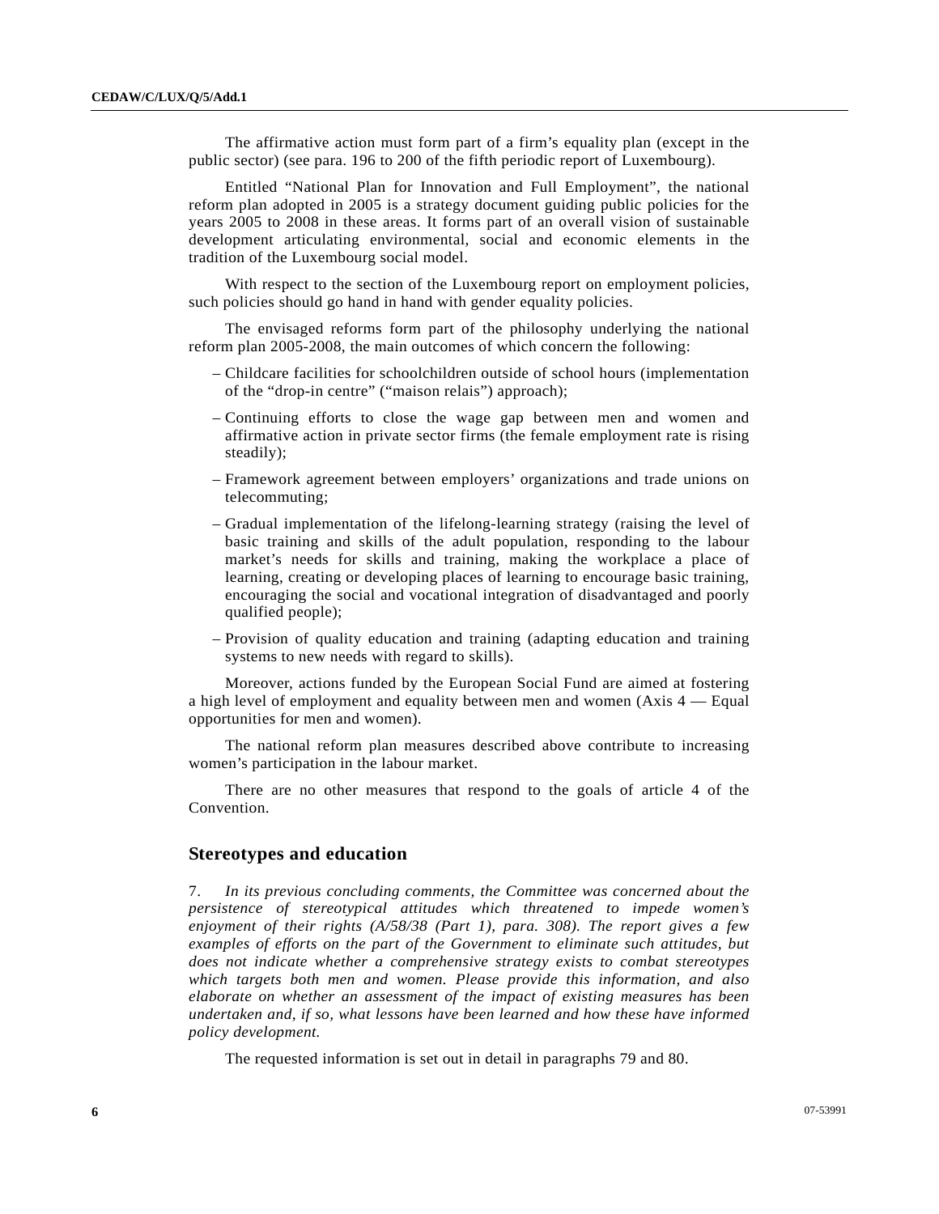The affirmative action must form part of a firm's equality plan (except in the public sector) (see para. 196 to 200 of the fifth periodic report of Luxembourg).

Entitled "National Plan for Innovation and Full Employment", the national reform plan adopted in 2005 is a strategy document guiding public policies for the years 2005 to 2008 in these areas. It forms part of an overall vision of sustainable development articulating environmental, social and economic elements in the tradition of the Luxembourg social model.

With respect to the section of the Luxembourg report on employment policies, such policies should go hand in hand with gender equality policies.

The envisaged reforms form part of the philosophy underlying the national reform plan 2005-2008, the main outcomes of which concern the following:

- Childcare facilities for schoolchildren outside of school hours (implementation of the "drop-in centre" ("maison relais") approach);
- Continuing efforts to close the wage gap between men and women and affirmative action in private sector firms (the female employment rate is rising steadily);
- Framework agreement between employers' organizations and trade unions on telecommuting;
- Gradual implementation of the lifelong-learning strategy (raising the level of basic training and skills of the adult population, responding to the labour market's needs for skills and training, making the workplace a place of learning, creating or developing places of learning to encourage basic training, encouraging the social and vocational integration of disadvantaged and poorly qualified people);
- Provision of quality education and training (adapting education and training systems to new needs with regard to skills).

Moreover, actions funded by the European Social Fund are aimed at fostering a high level of employment and equality between men and women (Axis 4 — Equal opportunities for men and women).

The national reform plan measures described above contribute to increasing women's participation in the labour market.

There are no other measures that respond to the goals of article 4 of the Convention.

## Stereotypes and education

7. *In its previous concluding comments, the Committee was concerned about the persistence of stereotypical attitudes which threatened to impede women's enjoyment of their rights (A/58/38 (Part 1), para. 308). The report gives a few examples of efforts on the part of the Government to eliminate such attitudes, but does not indicate whether a comprehensive strategy exists to combat stereotypes which targets both men and women. Please provide this information, and also elaborate on whether an assessment of the impact of existing measures has been undertaken and, if so, what lessons have been learned and how these have informed policy development.*

The requested information is set out in detail in paragraphs 79 and 80.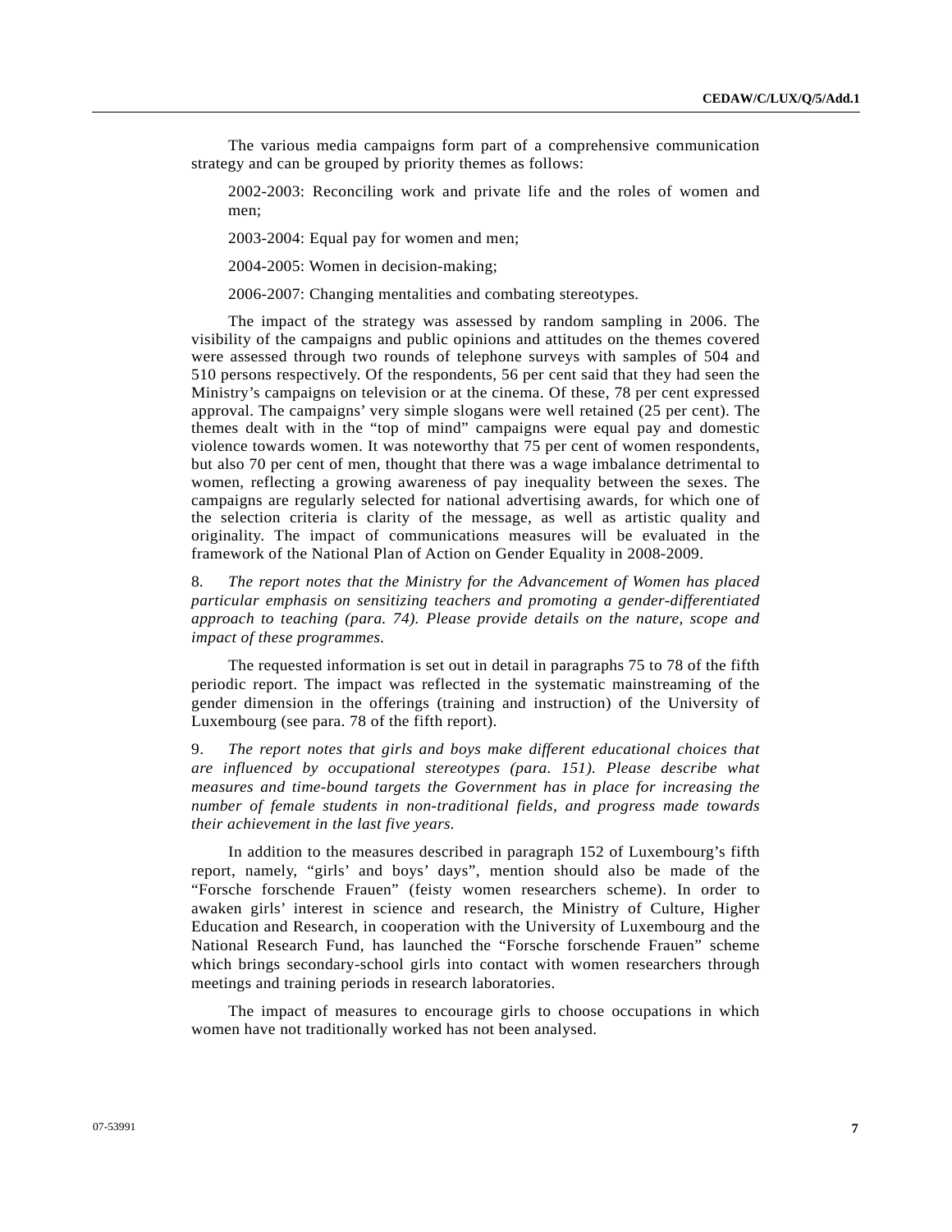The various media campaigns form part of a comprehensive communication strategy and can be grouped by priority themes as follows:

2002-2003: Reconciling work and private life and the roles of women and men;

2003-2004: Equal pay for women and men;

2004-2005: Women in decision-making;

2006-2007: Changing mentalities and combating stereotypes.

The impact of the strategy was assessed by random sampling in 2006. The visibility of the campaigns and public opinions and attitudes on the themes covered were assessed through two rounds of telephone surveys with samples of 504 and 510 persons respectively. Of the respondents, 56 per cent said that they had seen the Ministry's campaigns on television or at the cinema. Of these, 78 per cent expressed approval. The campaigns' very simple slogans were well retained (25 per cent). The themes dealt with in the "top of mind" campaigns were equal pay and domestic violence towards women. It was noteworthy that 75 per cent of women respondents, but also 70 per cent of men, thought that there was a wage imbalance detrimental to women, reflecting a growing awareness of pay inequality between the sexes. The campaigns are regularly selected for national advertising awards, for which one of the selection criteria is clarity of the message, as well as artistic quality and originality. The impact of communications measures will be evaluated in the framework of the National Plan of Action on Gender Equality in 2008-2009.

8. *The report notes that the Ministry for the Advancement of Women has placed particular emphasis on sensitizing teachers and promoting a gender-differentiated approach to teaching (para. 74). Please provide details on the nature, scope and impact of these programmes.*

The requested information is set out in detail in paragraphs 75 to 78 of the fifth periodic report. The impact was reflected in the systematic mainstreaming of the gender dimension in the offerings (training and instruction) of the University of Luxembourg (see para. 78 of the fifth report).

9. *The report notes that girls and boys make different educational choices that are influenced by occupational stereotypes (para. 151). Please describe what measures and time-bound targets the Government has in place for increasing the number of female students in non-traditional fields, and progress made towards their achievement in the last five years.*

In addition to the measures described in paragraph 152 of Luxembourg's fifth report, namely, "girls' and boys' days", mention should also be made of the "Forsche forschende Frauen" (feisty women researchers scheme). In order to awaken girls' interest in science and research, the Ministry of Culture, Higher Education and Research, in cooperation with the University of Luxembourg and the National Research Fund, has launched the "Forsche forschende Frauen" scheme which brings secondary-school girls into contact with women researchers through meetings and training periods in research laboratories.

The impact of measures to encourage girls to choose occupations in which women have not traditionally worked has not been analysed.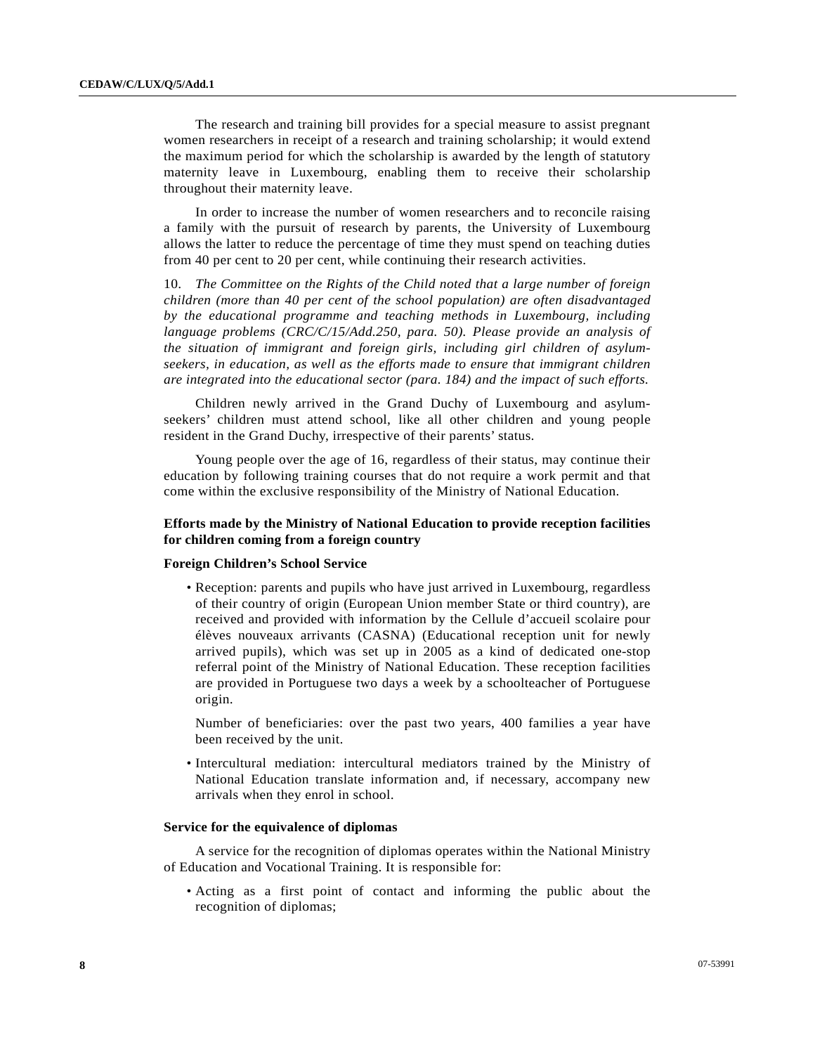The research and training bill provides for a special measure to assist pregnant women researchers in receipt of a research and training scholarship; it would extend the maximum period for which the scholarship is awarded by the length of statutory maternity leave in Luxembourg, enabling them to receive their scholarship throughout their maternity leave.

In order to increase the number of women researchers and to reconcile raising a family with the pursuit of research by parents, the University of Luxembourg allows the latter to reduce the percentage of time they must spend on teaching duties from 40 per cent to 20 per cent, while continuing their research activities.

10. *The Committee on the Rights of the Child noted that a large number of foreign children (more than 40 per cent of the school population) are often disadvantaged by the educational programme and teaching methods in Luxembourg, including language problems (CRC/C/15/Add.250, para. 50). Please provide an analysis of the situation of immigrant and foreign girls, including girl children of asylum-seekers, in education, as well as the efforts made to ensure that immigrant children are integrated into the educational sector (para. 184) and the impact of such efforts.*

Children newly arrived in the Grand Duchy of Luxembourg and asylum-seekers' children must attend school, like all other children and young people resident in the Grand Duchy, irrespective of their parents' status.

Young people over the age of 16, regardless of their status, may continue their education by following training courses that do not require a work permit and that come within the exclusive responsibility of the Ministry of National Education.

**Efforts made by the Ministry of National Education to provide reception facilities for children coming from a foreign country**

**Foreign Children's School Service**

- Reception: parents and pupils who have just arrived in Luxembourg, regardless of their country of origin (European Union member State or third country), are received and provided with information by the Cellule d'accueil scolaire pour élèves nouveaux arrivants (CASNA) (Educational reception unit for newly arrived pupils), which was set up in 2005 as a kind of dedicated one-stop referral point of the Ministry of National Education. These reception facilities are provided in Portuguese two days a week by a schoolteacher of Portuguese origin.

  Number of beneficiaries: over the past two years, 400 families a year have been received by the unit.

- Intercultural mediation: intercultural mediators trained by the Ministry of National Education translate information and, if necessary, accompany new arrivals when they enrol in school.

**Service for the equivalence of diplomas**

A service for the recognition of diplomas operates within the National Ministry of Education and Vocational Training. It is responsible for:

- Acting as a first point of contact and informing the public about the recognition of diplomas;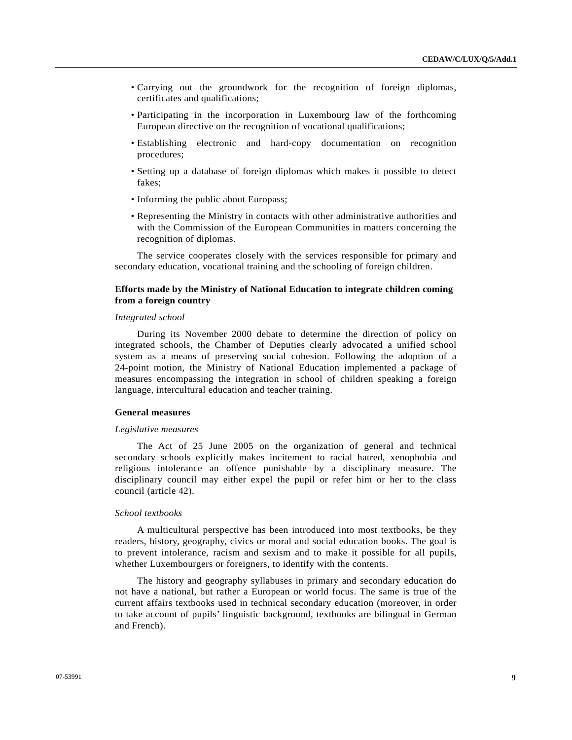- Carrying out the groundwork for the recognition of foreign diplomas, certificates and qualifications;
- Participating in the incorporation in Luxembourg law of the forthcoming European directive on the recognition of vocational qualifications;
- Establishing electronic and hard-copy documentation on recognition procedures;
- Setting up a database of foreign diplomas which makes it possible to detect fakes;
- Informing the public about Europass;
- Representing the Ministry in contacts with other administrative authorities and with the Commission of the European Communities in matters concerning the recognition of diplomas.

The service cooperates closely with the services responsible for primary and secondary education, vocational training and the schooling of foreign children.

**Efforts made by the Ministry of National Education to integrate children coming from a foreign country**

*Integrated school*

During its November 2000 debate to determine the direction of policy on integrated schools, the Chamber of Deputies clearly advocated a unified school system as a means of preserving social cohesion. Following the adoption of a 24-point motion, the Ministry of National Education implemented a package of measures encompassing the integration in school of children speaking a foreign language, intercultural education and teacher training.

**General measures**

*Legislative measures*

The Act of 25 June 2005 on the organization of general and technical secondary schools explicitly makes incitement to racial hatred, xenophobia and religious intolerance an offence punishable by a disciplinary measure. The disciplinary council may either expel the pupil or refer him or her to the class council (article 42).

*School textbooks*

A multicultural perspective has been introduced into most textbooks, be they readers, history, geography, civics or moral and social education books. The goal is to prevent intolerance, racism and sexism and to make it possible for all pupils, whether Luxembourgers or foreigners, to identify with the contents.

The history and geography syllabuses in primary and secondary education do not have a national, but rather a European or world focus. The same is true of the current affairs textbooks used in technical secondary education (moreover, in order to take account of pupils' linguistic background, textbooks are bilingual in German and French).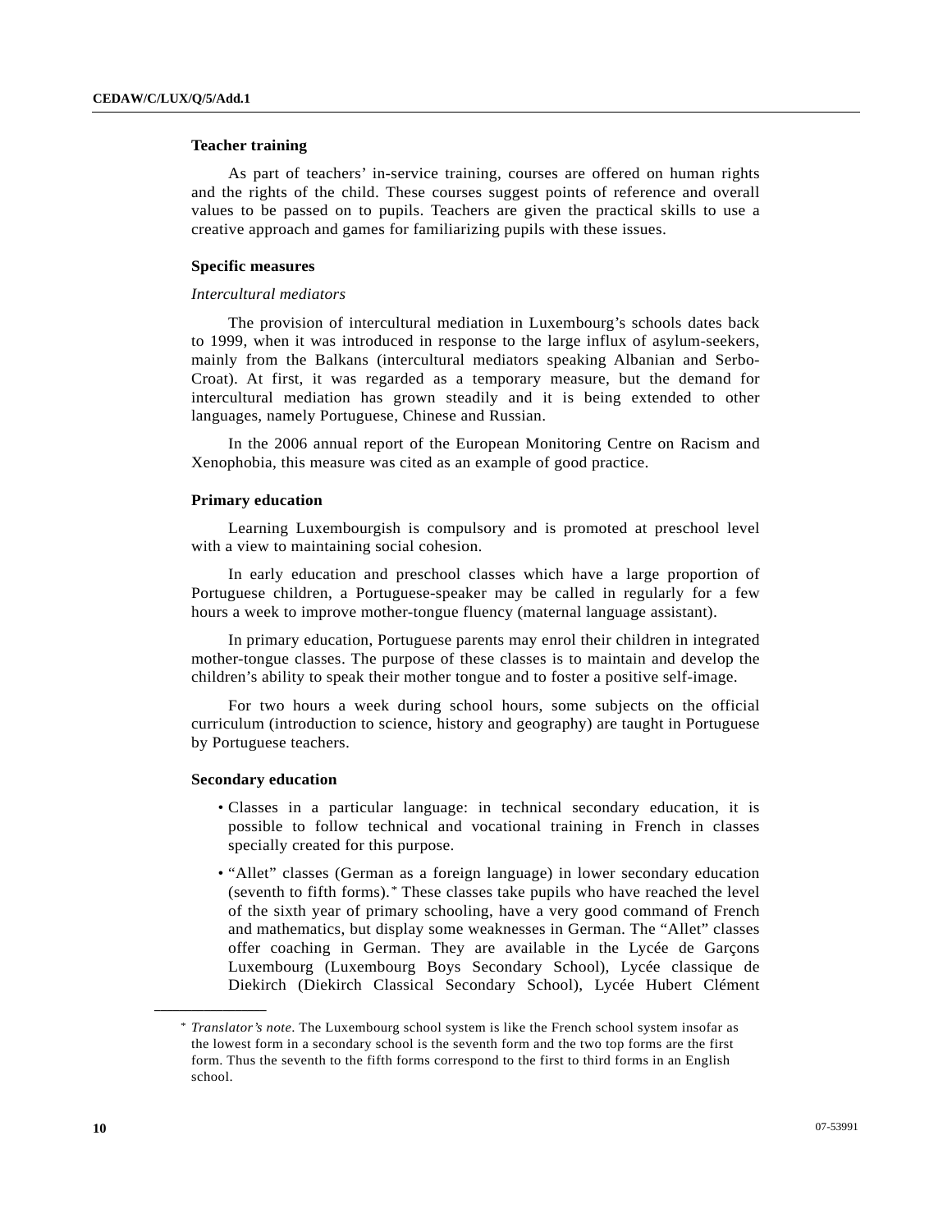### Teacher training

As part of teachers' in-service training, courses are offered on human rights and the rights of the child. These courses suggest points of reference and overall values to be passed on to pupils. Teachers are given the practical skills to use a creative approach and games for familiarizing pupils with these issues.

### Specific measures

*Intercultural mediators*

The provision of intercultural mediation in Luxembourg's schools dates back to 1999, when it was introduced in response to the large influx of asylum-seekers, mainly from the Balkans (intercultural mediators speaking Albanian and Serbo-Croat). At first, it was regarded as a temporary measure, but the demand for intercultural mediation has grown steadily and it is being extended to other languages, namely Portuguese, Chinese and Russian.

In the 2006 annual report of the European Monitoring Centre on Racism and Xenophobia, this measure was cited as an example of good practice.

### Primary education

Learning Luxembourgish is compulsory and is promoted at preschool level with a view to maintaining social cohesion.

In early education and preschool classes which have a large proportion of Portuguese children, a Portuguese-speaker may be called in regularly for a few hours a week to improve mother-tongue fluency (maternal language assistant).

In primary education, Portuguese parents may enrol their children in integrated mother-tongue classes. The purpose of these classes is to maintain and develop the children's ability to speak their mother tongue and to foster a positive self-image.

For two hours a week during school hours, some subjects on the official curriculum (introduction to science, history and geography) are taught in Portuguese by Portuguese teachers.

### Secondary education

- Classes in a particular language: in technical secondary education, it is possible to follow technical and vocational training in French in classes specially created for this purpose.
- "Allet" classes (German as a foreign language) in lower secondary education (seventh to fifth forms).* These classes take pupils who have reached the level of the sixth year of primary schooling, have a very good command of French and mathematics, but display some weaknesses in German. The "Allet" classes offer coaching in German. They are available in the Lycée de Garçons Luxembourg (Luxembourg Boys Secondary School), Lycée classique de Diekirch (Diekirch Classical Secondary School), Lycée Hubert Clément

---

\* *Translator's note*. The Luxembourg school system is like the French school system insofar as the lowest form in a secondary school is the seventh form and the two top forms are the first form. Thus the seventh to the fifth forms correspond to the first to third forms in an English school.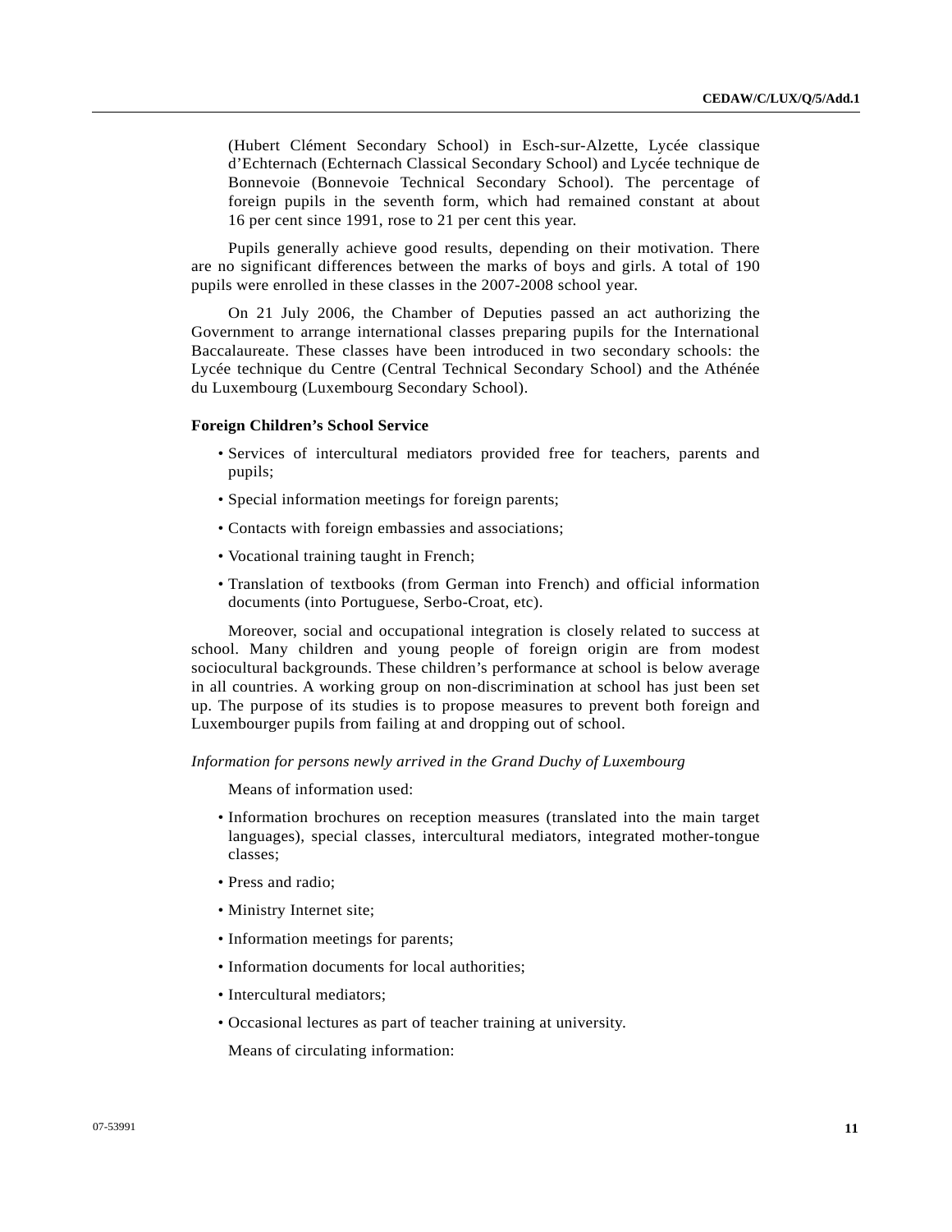(Hubert Clément Secondary School) in Esch-sur-Alzette, Lycée classique d'Echternach (Echternach Classical Secondary School) and Lycée technique de Bonnevoie (Bonnevoie Technical Secondary School). The percentage of foreign pupils in the seventh form, which had remained constant at about 16 per cent since 1991, rose to 21 per cent this year.

Pupils generally achieve good results, depending on their motivation. There are no significant differences between the marks of boys and girls. A total of 190 pupils were enrolled in these classes in the 2007-2008 school year.

On 21 July 2006, the Chamber of Deputies passed an act authorizing the Government to arrange international classes preparing pupils for the International Baccalaureate. These classes have been introduced in two secondary schools: the Lycée technique du Centre (Central Technical Secondary School) and the Athénée du Luxembourg (Luxembourg Secondary School).

**Foreign Children's School Service**

- Services of intercultural mediators provided free for teachers, parents and pupils;
- Special information meetings for foreign parents;
- Contacts with foreign embassies and associations;
- Vocational training taught in French;
- Translation of textbooks (from German into French) and official information documents (into Portuguese, Serbo-Croat, etc).

Moreover, social and occupational integration is closely related to success at school. Many children and young people of foreign origin are from modest sociocultural backgrounds. These children's performance at school is below average in all countries. A working group on non-discrimination at school has just been set up. The purpose of its studies is to propose measures to prevent both foreign and Luxembourger pupils from failing at and dropping out of school.

*Information for persons newly arrived in the Grand Duchy of Luxembourg*

Means of information used:

- Information brochures on reception measures (translated into the main target languages), special classes, intercultural mediators, integrated mother-tongue classes;
- Press and radio;
- Ministry Internet site;
- Information meetings for parents;
- Information documents for local authorities;
- Intercultural mediators;
- Occasional lectures as part of teacher training at university.

Means of circulating information: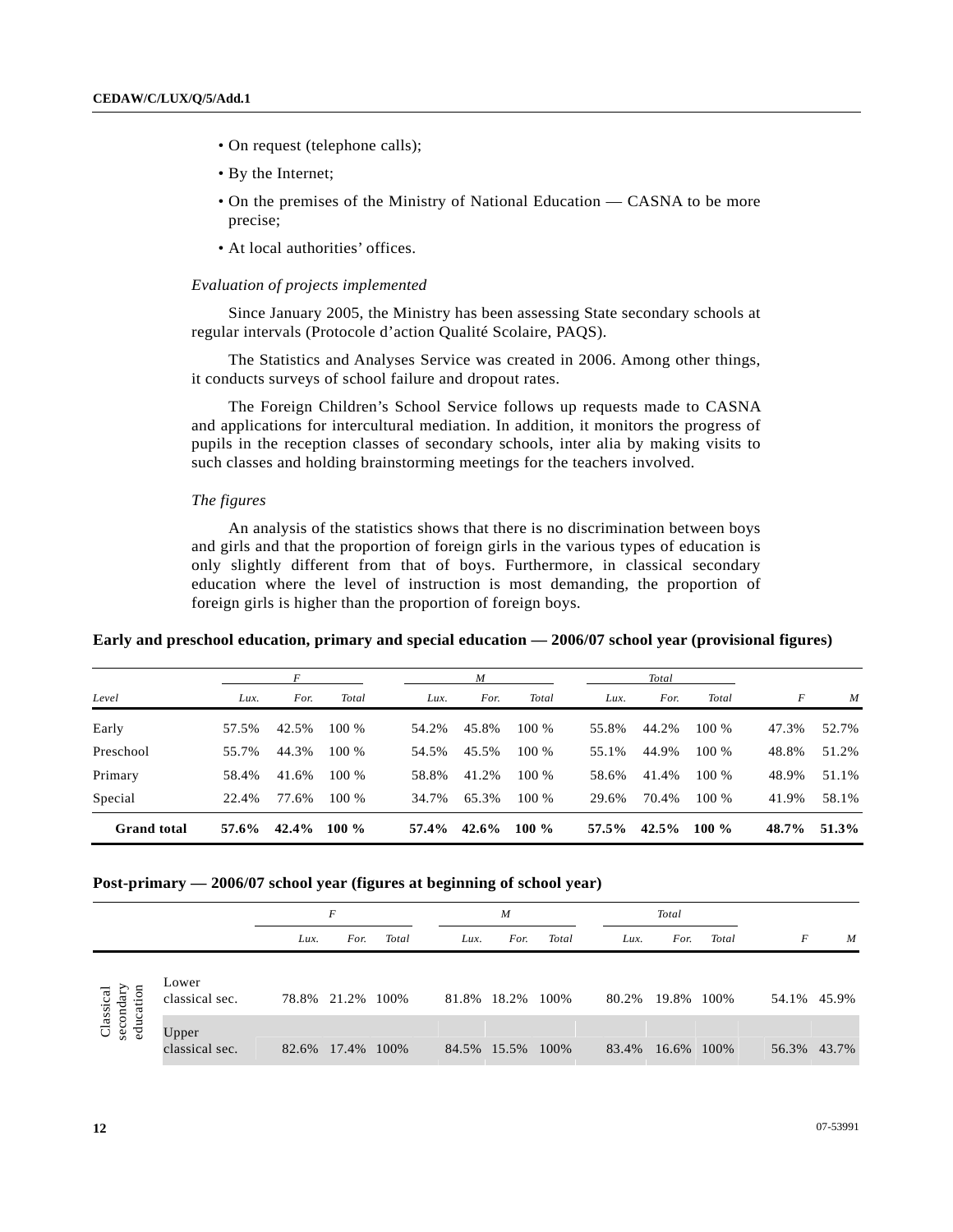- On request (telephone calls);
- By the Internet;
- On the premises of the Ministry of National Education — CASNA to be more precise;
- At local authorities' offices.

*Evaluation of projects implemented*

Since January 2005, the Ministry has been assessing State secondary schools at regular intervals (Protocole d'action Qualité Scolaire, PAQS).

The Statistics and Analyses Service was created in 2006. Among other things, it conducts surveys of school failure and dropout rates.

The Foreign Children's School Service follows up requests made to CASNA and applications for intercultural mediation. In addition, it monitors the progress of pupils in the reception classes of secondary schools, inter alia by making visits to such classes and holding brainstorming meetings for the teachers involved.

*The figures*

An analysis of the statistics shows that there is no discrimination between boys and girls and that the proportion of foreign girls in the various types of education is only slightly different from that of boys. Furthermore, in classical secondary education where the level of instruction is most demanding, the proportion of foreign girls is higher than the proportion of foreign boys.

**Early and preschool education, primary and special education — 2006/07 school year (provisional figures)**

| | *F* | | | *M* | | | *Total* | | | | |
|---|---|---|---|---|---|---|---|---|---|---|---|
| *Level* | *Lux.* | *For.* | *Total* | *Lux.* | *For.* | *Total* | *Lux.* | *For.* | *Total* | *F* | *M* |
| Early | 57.5% | 42.5% | 100 % | 54.2% | 45.8% | 100 % | 55.8% | 44.2% | 100 % | 47.3% | 52.7% |
| Preschool | 55.7% | 44.3% | 100 % | 54.5% | 45.5% | 100 % | 55.1% | 44.9% | 100 % | 48.8% | 51.2% |
| Primary | 58.4% | 41.6% | 100 % | 58.8% | 41.2% | 100 % | 58.6% | 41.4% | 100 % | 48.9% | 51.1% |
| Special | 22.4% | 77.6% | 100 % | 34.7% | 65.3% | 100 % | 29.6% | 70.4% | 100 % | 41.9% | 58.1% |
| **Grand total** | **57.6%** | **42.4%** | **100 %** | **57.4%** | **42.6%** | **100 %** | **57.5%** | **42.5%** | **100 %** | **48.7%** | **51.3%** |

**Post-primary — 2006/07 school year (figures at beginning of school year)**

| | | *F* | | | *M* | | | *Total* | | | | |
|---|---|---|---|---|---|---|---|---|---|---|---|---|
| | | *Lux.* | *For.* | *Total* | *Lux.* | *For.* | *Total* | *Lux.* | *For.* | *Total* | *F* | *M* |
| Classical secondary education | Lower classical sec. | 78.8% | 21.2% | 100% | 81.8% | 18.2% | 100% | 80.2% | 19.8% | 100% | 54.1% | 45.9% |
| | Upper classical sec. | 82.6% | 17.4% | 100% | 84.5% | 15.5% | 100% | 83.4% | 16.6% | 100% | 56.3% | 43.7% |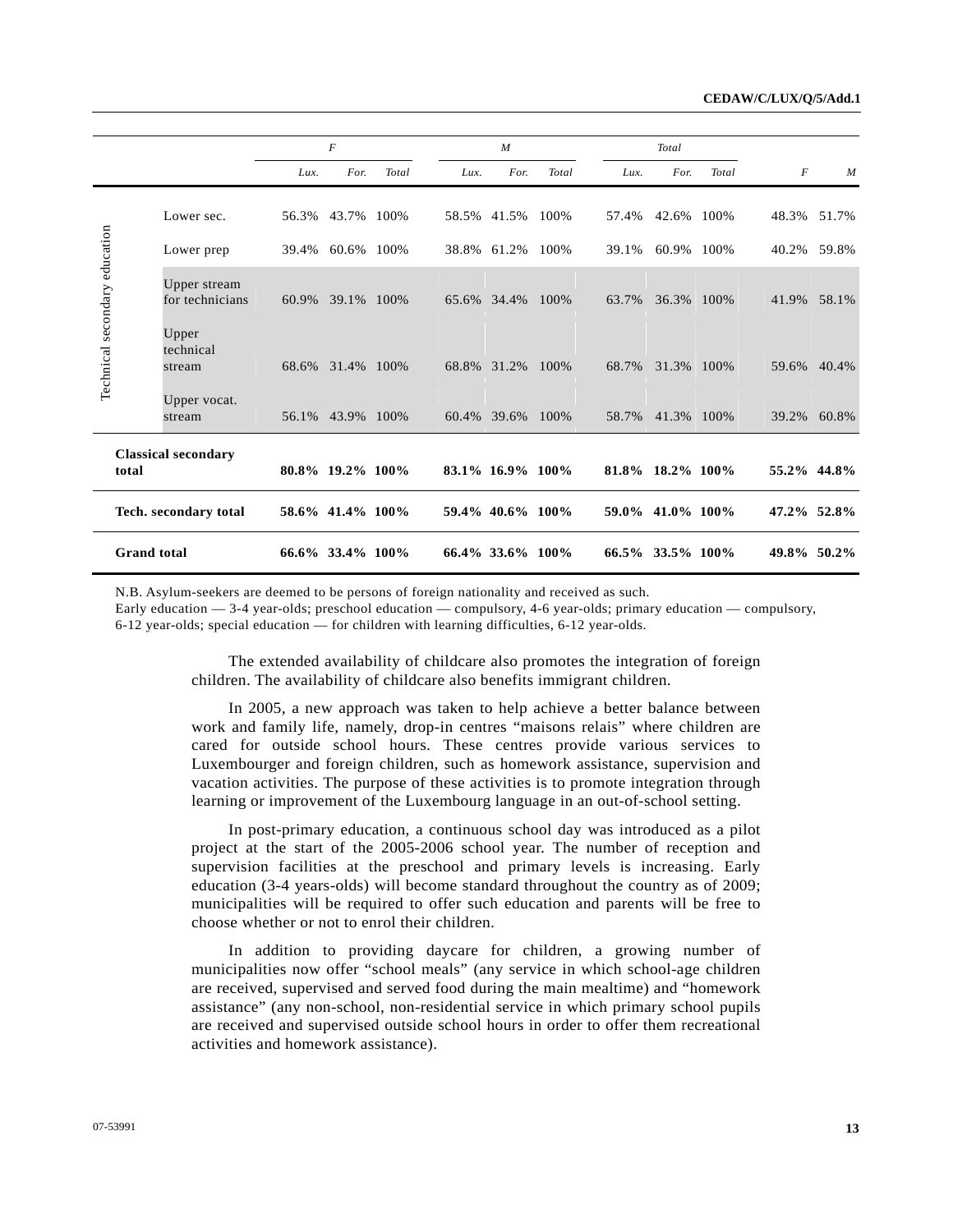| | | F | | | M | | | Total | | | | |
|---|---|---|---|---|---|---|---|---|---|---|---|---|
| | | *Lux.* | *For.* | *Total* | *Lux.* | *For.* | *Total* | *Lux.* | *For.* | *Total* | *F* | *M* |
| Technical secondary education | Lower sec. | 56.3% | 43.7% | 100% | 58.5% | 41.5% | 100% | 57.4% | 42.6% | 100% | 48.3% | 51.7% |
| | Lower prep | 39.4% | 60.6% | 100% | 38.8% | 61.2% | 100% | 39.1% | 60.9% | 100% | 40.2% | 59.8% |
| | Upper stream for technicians | 60.9% | 39.1% | 100% | 65.6% | 34.4% | 100% | 63.7% | 36.3% | 100% | 41.9% | 58.1% |
| | Upper technical stream | 68.6% | 31.4% | 100% | 68.8% | 31.2% | 100% | 68.7% | 31.3% | 100% | 59.6% | 40.4% |
| | Upper vocat. stream | 56.1% | 43.9% | 100% | 60.4% | 39.6% | 100% | 58.7% | 41.3% | 100% | 39.2% | 60.8% |
| **Classical secondary total** | | **80.8%** | **19.2%** | **100%** | **83.1%** | **16.9%** | **100%** | **81.8%** | **18.2%** | **100%** | **55.2%** | **44.8%** |
| **Tech. secondary total** | | **58.6%** | **41.4%** | **100%** | **59.4%** | **40.6%** | **100%** | **59.0%** | **41.0%** | **100%** | **47.2%** | **52.8%** |
| **Grand total** | | **66.6%** | **33.4%** | **100%** | **66.4%** | **33.6%** | **100%** | **66.5%** | **33.5%** | **100%** | **49.8%** | **50.2%** |

N.B. Asylum-seekers are deemed to be persons of foreign nationality and received as such.

Early education — 3-4 year-olds; preschool education — compulsory, 4-6 year-olds; primary education — compulsory, 6-12 year-olds; special education — for children with learning difficulties, 6-12 year-olds.

The extended availability of childcare also promotes the integration of foreign children. The availability of childcare also benefits immigrant children.

In 2005, a new approach was taken to help achieve a better balance between work and family life, namely, drop-in centres "maisons relais" where children are cared for outside school hours. These centres provide various services to Luxembourger and foreign children, such as homework assistance, supervision and vacation activities. The purpose of these activities is to promote integration through learning or improvement of the Luxembourg language in an out-of-school setting.

In post-primary education, a continuous school day was introduced as a pilot project at the start of the 2005-2006 school year. The number of reception and supervision facilities at the preschool and primary levels is increasing. Early education (3-4 years-olds) will become standard throughout the country as of 2009; municipalities will be required to offer such education and parents will be free to choose whether or not to enrol their children.

In addition to providing daycare for children, a growing number of municipalities now offer "school meals" (any service in which school-age children are received, supervised and served food during the main mealtime) and "homework assistance" (any non-school, non-residential service in which primary school pupils are received and supervised outside school hours in order to offer them recreational activities and homework assistance).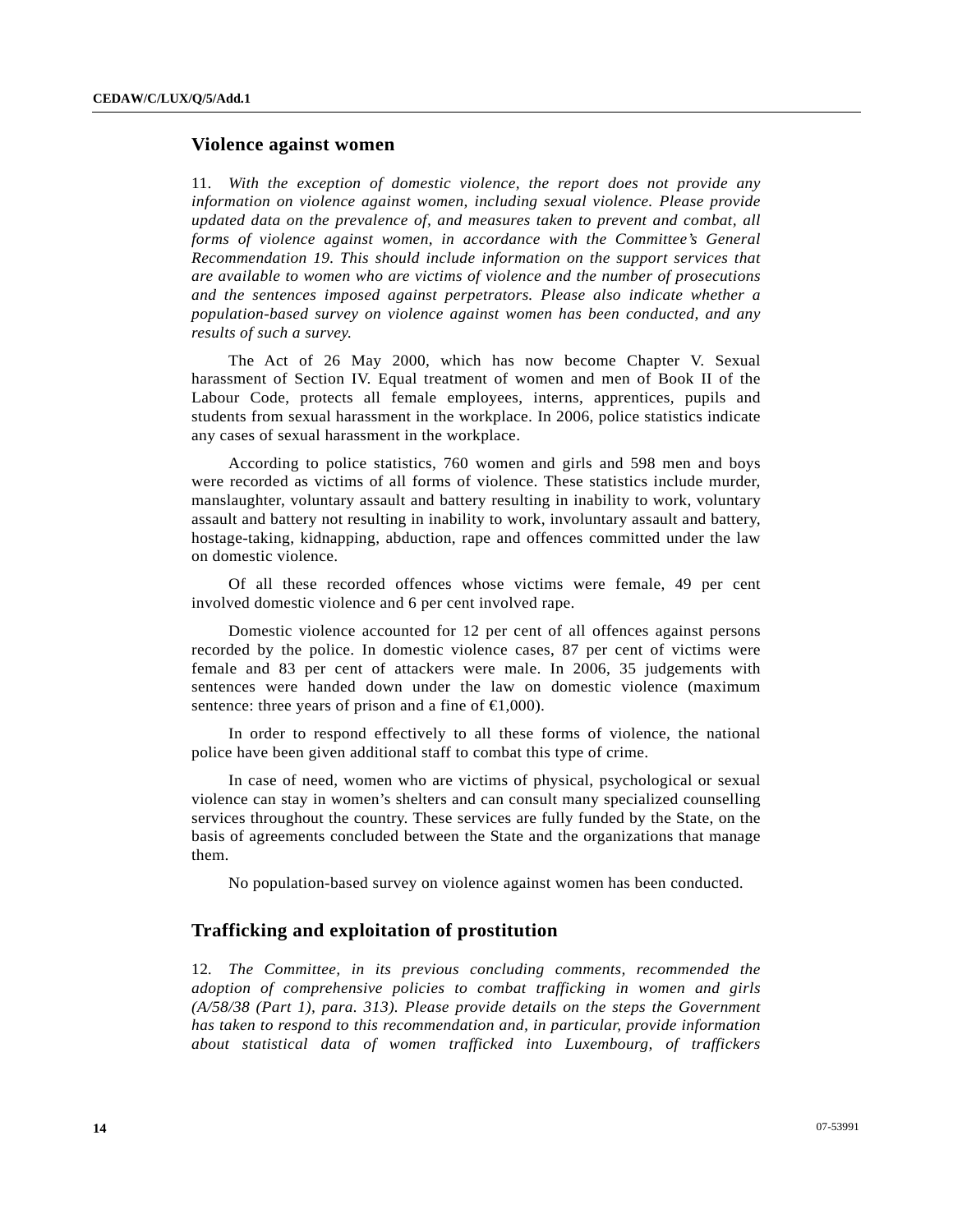## Violence against women

11. *With the exception of domestic violence, the report does not provide any information on violence against women, including sexual violence. Please provide updated data on the prevalence of, and measures taken to prevent and combat, all forms of violence against women, in accordance with the Committee's General Recommendation 19. This should include information on the support services that are available to women who are victims of violence and the number of prosecutions and the sentences imposed against perpetrators. Please also indicate whether a population-based survey on violence against women has been conducted, and any results of such a survey.*

The Act of 26 May 2000, which has now become Chapter V. Sexual harassment of Section IV. Equal treatment of women and men of Book II of the Labour Code, protects all female employees, interns, apprentices, pupils and students from sexual harassment in the workplace. In 2006, police statistics indicate any cases of sexual harassment in the workplace.

According to police statistics, 760 women and girls and 598 men and boys were recorded as victims of all forms of violence. These statistics include murder, manslaughter, voluntary assault and battery resulting in inability to work, voluntary assault and battery not resulting in inability to work, involuntary assault and battery, hostage-taking, kidnapping, abduction, rape and offences committed under the law on domestic violence.

Of all these recorded offences whose victims were female, 49 per cent involved domestic violence and 6 per cent involved rape.

Domestic violence accounted for 12 per cent of all offences against persons recorded by the police. In domestic violence cases, 87 per cent of victims were female and 83 per cent of attackers were male. In 2006, 35 judgements with sentences were handed down under the law on domestic violence (maximum sentence: three years of prison and a fine of €1,000).

In order to respond effectively to all these forms of violence, the national police have been given additional staff to combat this type of crime.

In case of need, women who are victims of physical, psychological or sexual violence can stay in women's shelters and can consult many specialized counselling services throughout the country. These services are fully funded by the State, on the basis of agreements concluded between the State and the organizations that manage them.

No population-based survey on violence against women has been conducted.

## Trafficking and exploitation of prostitution

12. *The Committee, in its previous concluding comments, recommended the adoption of comprehensive policies to combat trafficking in women and girls (A/58/38 (Part 1), para. 313). Please provide details on the steps the Government has taken to respond to this recommendation and, in particular, provide information about statistical data of women trafficked into Luxembourg, of traffickers*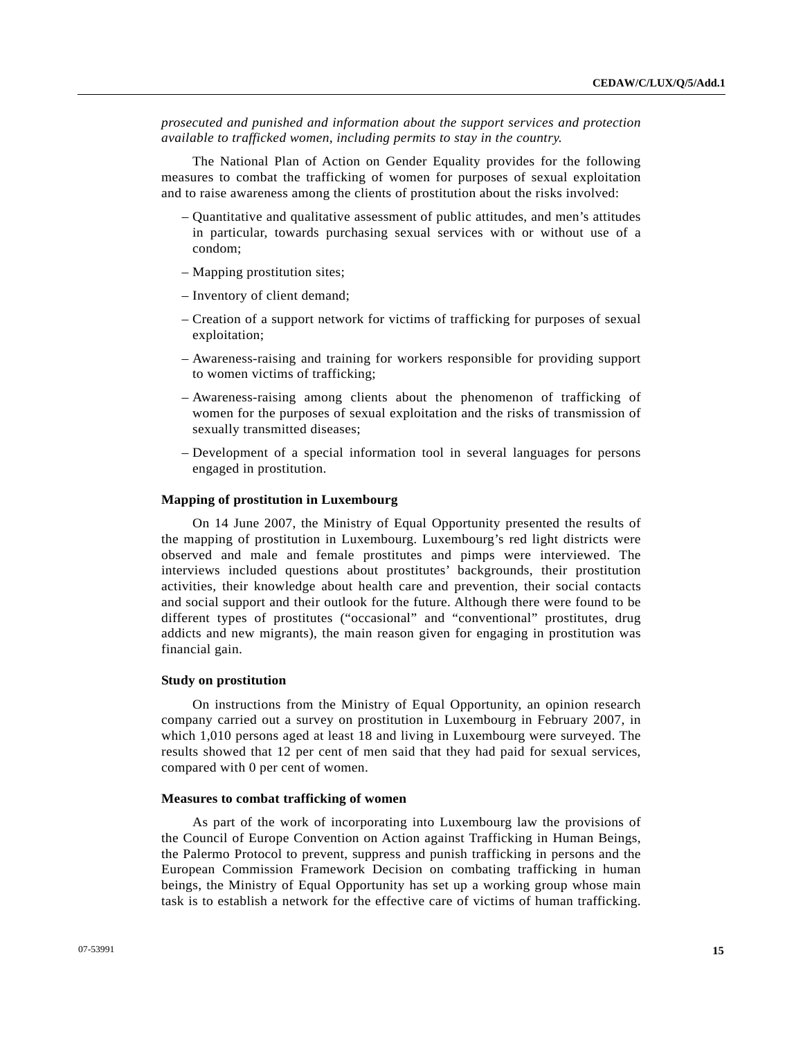*prosecuted and punished and information about the support services and protection available to trafficked women, including permits to stay in the country.*

The National Plan of Action on Gender Equality provides for the following measures to combat the trafficking of women for purposes of sexual exploitation and to raise awareness among the clients of prostitution about the risks involved:

– Quantitative and qualitative assessment of public attitudes, and men's attitudes in particular, towards purchasing sexual services with or without use of a condom;

– Mapping prostitution sites;

– Inventory of client demand;

– Creation of a support network for victims of trafficking for purposes of sexual exploitation;

– Awareness-raising and training for workers responsible for providing support to women victims of trafficking;

– Awareness-raising among clients about the phenomenon of trafficking of women for the purposes of sexual exploitation and the risks of transmission of sexually transmitted diseases;

– Development of a special information tool in several languages for persons engaged in prostitution.

**Mapping of prostitution in Luxembourg**

On 14 June 2007, the Ministry of Equal Opportunity presented the results of the mapping of prostitution in Luxembourg. Luxembourg's red light districts were observed and male and female prostitutes and pimps were interviewed. The interviews included questions about prostitutes' backgrounds, their prostitution activities, their knowledge about health care and prevention, their social contacts and social support and their outlook for the future. Although there were found to be different types of prostitutes ("occasional" and "conventional" prostitutes, drug addicts and new migrants), the main reason given for engaging in prostitution was financial gain.

**Study on prostitution**

On instructions from the Ministry of Equal Opportunity, an opinion research company carried out a survey on prostitution in Luxembourg in February 2007, in which 1,010 persons aged at least 18 and living in Luxembourg were surveyed. The results showed that 12 per cent of men said that they had paid for sexual services, compared with 0 per cent of women.

**Measures to combat trafficking of women**

As part of the work of incorporating into Luxembourg law the provisions of the Council of Europe Convention on Action against Trafficking in Human Beings, the Palermo Protocol to prevent, suppress and punish trafficking in persons and the European Commission Framework Decision on combating trafficking in human beings, the Ministry of Equal Opportunity has set up a working group whose main task is to establish a network for the effective care of victims of human trafficking.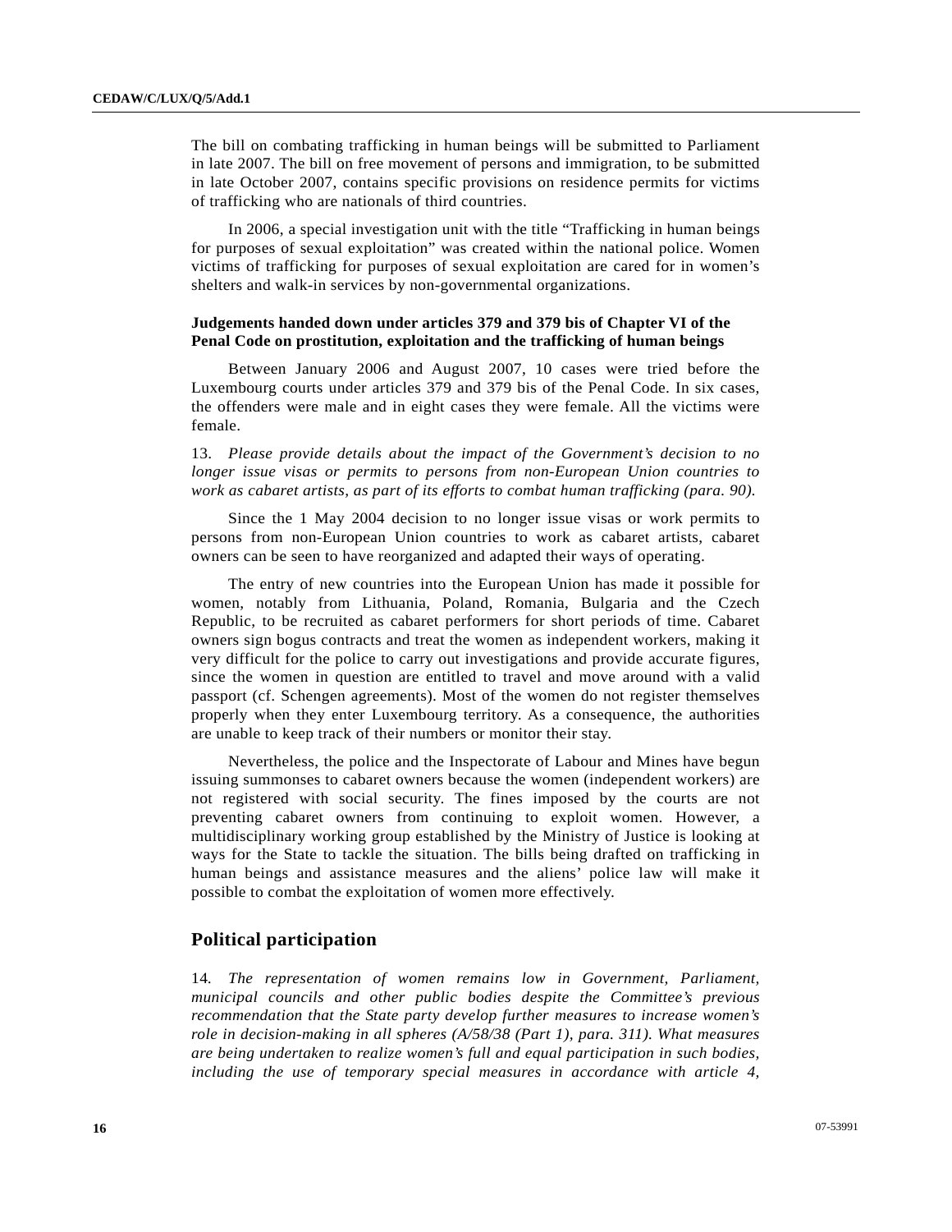The bill on combating trafficking in human beings will be submitted to Parliament in late 2007. The bill on free movement of persons and immigration, to be submitted in late October 2007, contains specific provisions on residence permits for victims of trafficking who are nationals of third countries.

In 2006, a special investigation unit with the title "Trafficking in human beings for purposes of sexual exploitation" was created within the national police. Women victims of trafficking for purposes of sexual exploitation are cared for in women's shelters and walk-in services by non-governmental organizations.

**Judgements handed down under articles 379 and 379 bis of Chapter VI of the Penal Code on prostitution, exploitation and the trafficking of human beings**

Between January 2006 and August 2007, 10 cases were tried before the Luxembourg courts under articles 379 and 379 bis of the Penal Code. In six cases, the offenders were male and in eight cases they were female. All the victims were female.

13. *Please provide details about the impact of the Government's decision to no longer issue visas or permits to persons from non-European Union countries to work as cabaret artists, as part of its efforts to combat human trafficking (para. 90).*

Since the 1 May 2004 decision to no longer issue visas or work permits to persons from non-European Union countries to work as cabaret artists, cabaret owners can be seen to have reorganized and adapted their ways of operating.

The entry of new countries into the European Union has made it possible for women, notably from Lithuania, Poland, Romania, Bulgaria and the Czech Republic, to be recruited as cabaret performers for short periods of time. Cabaret owners sign bogus contracts and treat the women as independent workers, making it very difficult for the police to carry out investigations and provide accurate figures, since the women in question are entitled to travel and move around with a valid passport (cf. Schengen agreements). Most of the women do not register themselves properly when they enter Luxembourg territory. As a consequence, the authorities are unable to keep track of their numbers or monitor their stay.

Nevertheless, the police and the Inspectorate of Labour and Mines have begun issuing summonses to cabaret owners because the women (independent workers) are not registered with social security. The fines imposed by the courts are not preventing cabaret owners from continuing to exploit women. However, a multidisciplinary working group established by the Ministry of Justice is looking at ways for the State to tackle the situation. The bills being drafted on trafficking in human beings and assistance measures and the aliens' police law will make it possible to combat the exploitation of women more effectively.

## Political participation

14. *The representation of women remains low in Government, Parliament, municipal councils and other public bodies despite the Committee's previous recommendation that the State party develop further measures to increase women's role in decision-making in all spheres (A/58/38 (Part 1), para. 311). What measures are being undertaken to realize women's full and equal participation in such bodies, including the use of temporary special measures in accordance with article 4,*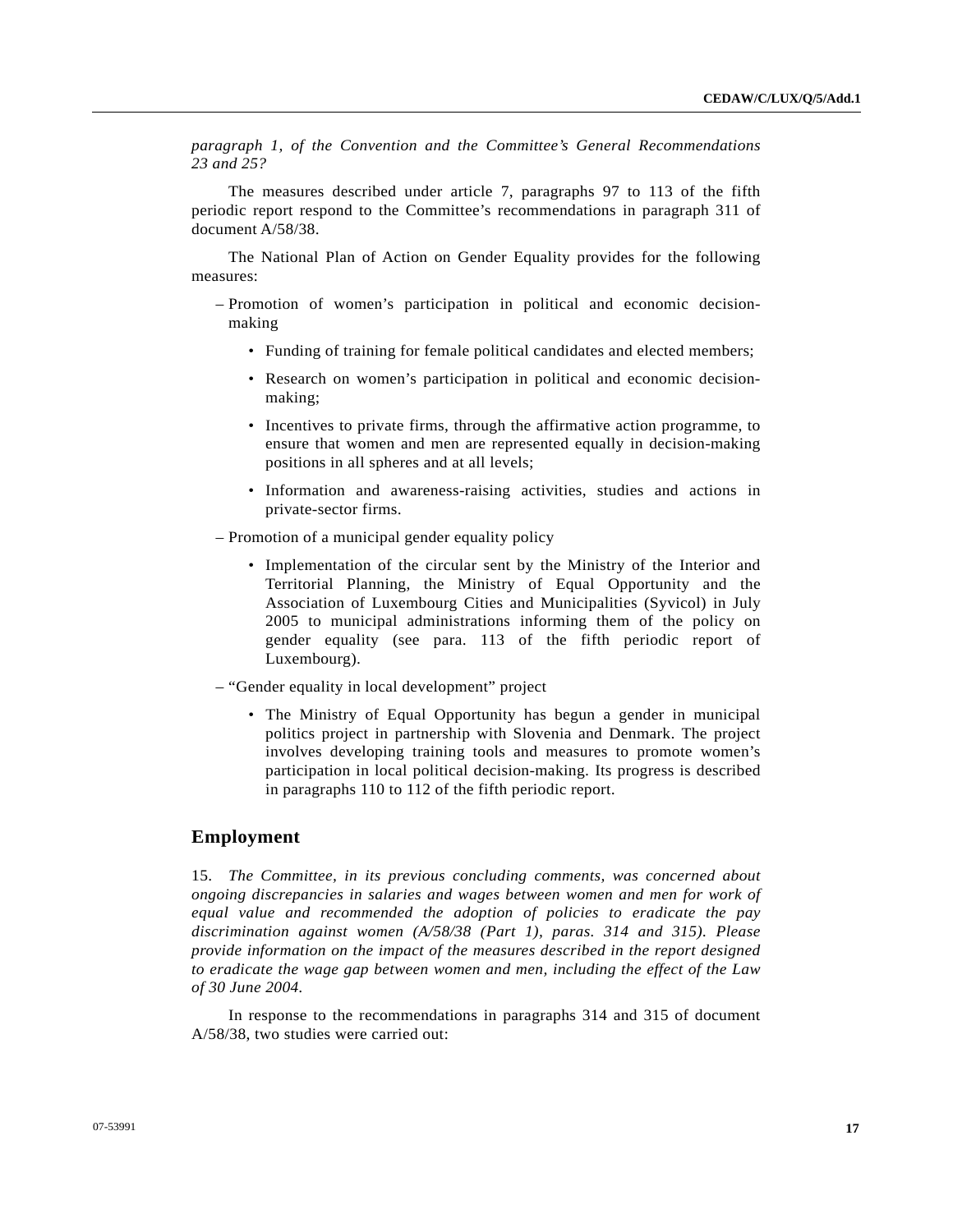*paragraph 1, of the Convention and the Committee's General Recommendations 23 and 25?*

The measures described under article 7, paragraphs 97 to 113 of the fifth periodic report respond to the Committee's recommendations in paragraph 311 of document A/58/38.

The National Plan of Action on Gender Equality provides for the following measures:

- Promotion of women's participation in political and economic decision-making
  - Funding of training for female political candidates and elected members;
  - Research on women's participation in political and economic decision-making;
  - Incentives to private firms, through the affirmative action programme, to ensure that women and men are represented equally in decision-making positions in all spheres and at all levels;
  - Information and awareness-raising activities, studies and actions in private-sector firms.
- Promotion of a municipal gender equality policy
  - Implementation of the circular sent by the Ministry of the Interior and Territorial Planning, the Ministry of Equal Opportunity and the Association of Luxembourg Cities and Municipalities (Syvicol) in July 2005 to municipal administrations informing them of the policy on gender equality (see para. 113 of the fifth periodic report of Luxembourg).
- "Gender equality in local development" project
  - The Ministry of Equal Opportunity has begun a gender in municipal politics project in partnership with Slovenia and Denmark. The project involves developing training tools and measures to promote women's participation in local political decision-making. Its progress is described in paragraphs 110 to 112 of the fifth periodic report.

## Employment

15. *The Committee, in its previous concluding comments, was concerned about ongoing discrepancies in salaries and wages between women and men for work of equal value and recommended the adoption of policies to eradicate the pay discrimination against women (A/58/38 (Part 1), paras. 314 and 315). Please provide information on the impact of the measures described in the report designed to eradicate the wage gap between women and men, including the effect of the Law of 30 June 2004.*

In response to the recommendations in paragraphs 314 and 315 of document A/58/38, two studies were carried out: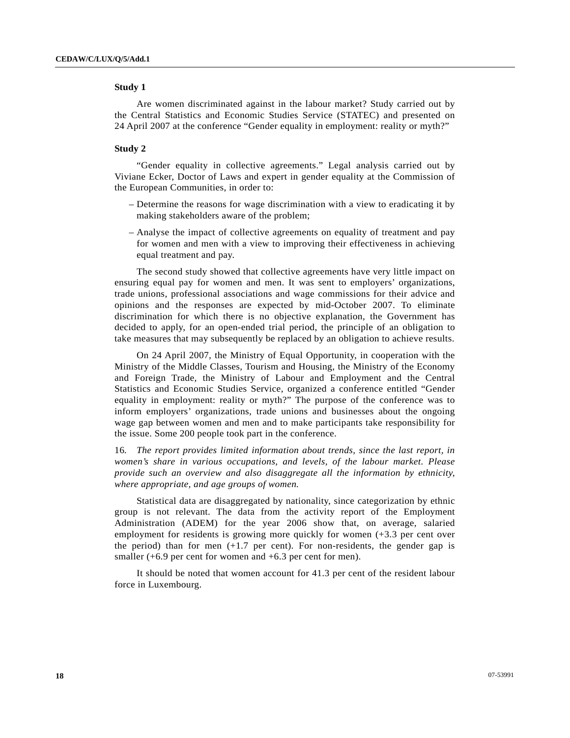**Study 1**

Are women discriminated against in the labour market? Study carried out by the Central Statistics and Economic Studies Service (STATEC) and presented on 24 April 2007 at the conference “Gender equality in employment: reality or myth?”

**Study 2**

“Gender equality in collective agreements.” Legal analysis carried out by Viviane Ecker, Doctor of Laws and expert in gender equality at the Commission of the European Communities, in order to:

- Determine the reasons for wage discrimination with a view to eradicating it by making stakeholders aware of the problem;
- Analyse the impact of collective agreements on equality of treatment and pay for women and men with a view to improving their effectiveness in achieving equal treatment and pay.

The second study showed that collective agreements have very little impact on ensuring equal pay for women and men. It was sent to employers’ organizations, trade unions, professional associations and wage commissions for their advice and opinions and the responses are expected by mid-October 2007. To eliminate discrimination for which there is no objective explanation, the Government has decided to apply, for an open-ended trial period, the principle of an obligation to take measures that may subsequently be replaced by an obligation to achieve results.

On 24 April 2007, the Ministry of Equal Opportunity, in cooperation with the Ministry of the Middle Classes, Tourism and Housing, the Ministry of the Economy and Foreign Trade, the Ministry of Labour and Employment and the Central Statistics and Economic Studies Service, organized a conference entitled “Gender equality in employment: reality or myth?” The purpose of the conference was to inform employers’ organizations, trade unions and businesses about the ongoing wage gap between women and men and to make participants take responsibility for the issue. Some 200 people took part in the conference.

16. *The report provides limited information about trends, since the last report, in women’s share in various occupations, and levels, of the labour market. Please provide such an overview and also disaggregate all the information by ethnicity, where appropriate, and age groups of women.*

Statistical data are disaggregated by nationality, since categorization by ethnic group is not relevant. The data from the activity report of the Employment Administration (ADEM) for the year 2006 show that, on average, salaried employment for residents is growing more quickly for women (+3.3 per cent over the period) than for men (+1.7 per cent). For non-residents, the gender gap is smaller (+6.9 per cent for women and +6.3 per cent for men).

It should be noted that women account for 41.3 per cent of the resident labour force in Luxembourg.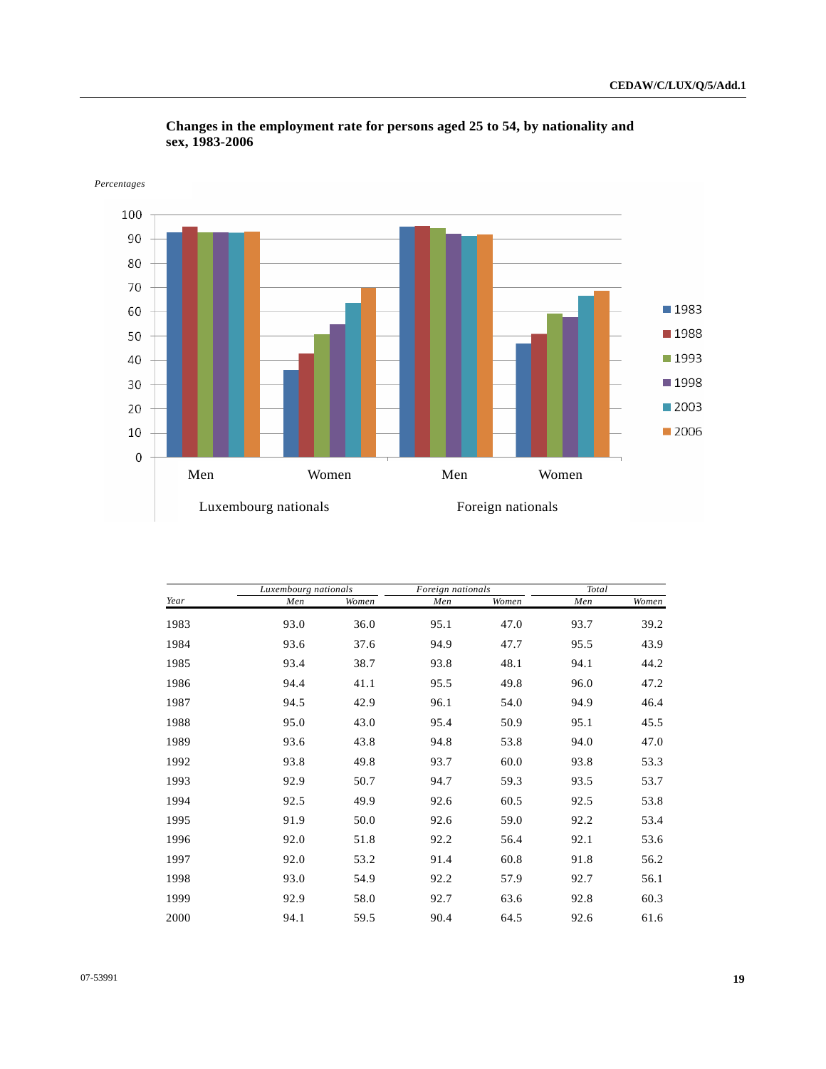**Changes in the employment rate for persons aged 25 to 54, by nationality and sex, 1983-2006**

*Percentages*

| Year | Luxembourg nationals | | Foreign nationals | | Total | |
|---|---|---|---|---|---|---|
| | *Men* | *Women* | *Men* | *Women* | *Men* | *Women* |
| 1983 | 93.0 | 36.0 | 95.1 | 47.0 | 93.7 | 39.2 |
| 1984 | 93.6 | 37.6 | 94.9 | 47.7 | 95.5 | 43.9 |
| 1985 | 93.4 | 38.7 | 93.8 | 48.1 | 94.1 | 44.2 |
| 1986 | 94.4 | 41.1 | 95.5 | 49.8 | 96.0 | 47.2 |
| 1987 | 94.5 | 42.9 | 96.1 | 54.0 | 94.9 | 46.4 |
| 1988 | 95.0 | 43.0 | 95.4 | 50.9 | 95.1 | 45.5 |
| 1989 | 93.6 | 43.8 | 94.8 | 53.8 | 94.0 | 47.0 |
| 1992 | 93.8 | 49.8 | 93.7 | 60.0 | 93.8 | 53.3 |
| 1993 | 92.9 | 50.7 | 94.7 | 59.3 | 93.5 | 53.7 |
| 1994 | 92.5 | 49.9 | 92.6 | 60.5 | 92.5 | 53.8 |
| 1995 | 91.9 | 50.0 | 92.6 | 59.0 | 92.2 | 53.4 |
| 1996 | 92.0 | 51.8 | 92.2 | 56.4 | 92.1 | 53.6 |
| 1997 | 92.0 | 53.2 | 91.4 | 60.8 | 91.8 | 56.2 |
| 1998 | 93.0 | 54.9 | 92.2 | 57.9 | 92.7 | 56.1 |
| 1999 | 92.9 | 58.0 | 92.7 | 63.6 | 92.8 | 60.3 |
| 2000 | 94.1 | 59.5 | 90.4 | 64.5 | 92.6 | 61.6 |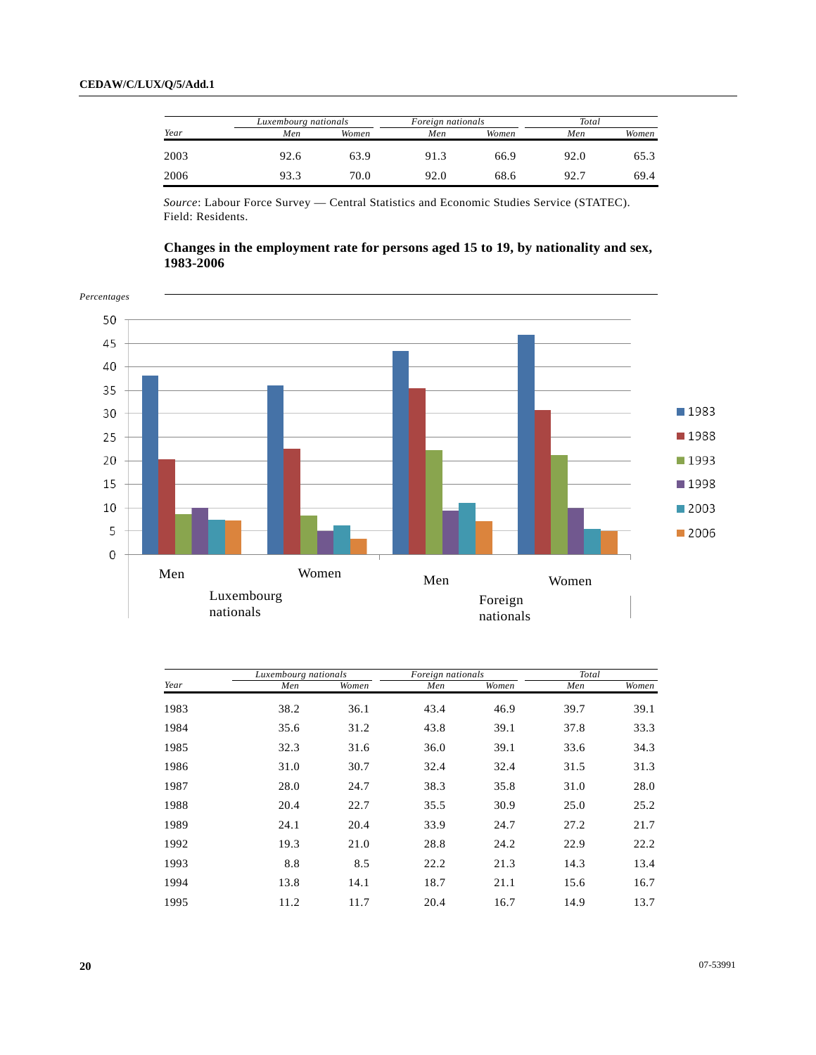| Year | Luxembourg nationals | | Foreign nationals | | Total | |
|---|---|---|---|---|---|---|
| | Men | Women | Men | Women | Men | Women |
| 2003 | 92.6 | 63.9 | 91.3 | 66.9 | 92.0 | 65.3 |
| 2006 | 93.3 | 70.0 | 92.0 | 68.6 | 92.7 | 69.4 |

*Source*: Labour Force Survey — Central Statistics and Economic Studies Service (STATEC). Field: Residents.

**Changes in the employment rate for persons aged 15 to 19, by nationality and sex, 1983-2006**

*Percentages*

| Year | Luxembourg nationals | | Foreign nationals | | Total | |
|---|---|---|---|---|---|---|
| | Men | Women | Men | Women | Men | Women |
| 1983 | 38.2 | 36.1 | 43.4 | 46.9 | 39.7 | 39.1 |
| 1984 | 35.6 | 31.2 | 43.8 | 39.1 | 37.8 | 33.3 |
| 1985 | 32.3 | 31.6 | 36.0 | 39.1 | 33.6 | 34.3 |
| 1986 | 31.0 | 30.7 | 32.4 | 32.4 | 31.5 | 31.3 |
| 1987 | 28.0 | 24.7 | 38.3 | 35.8 | 31.0 | 28.0 |
| 1988 | 20.4 | 22.7 | 35.5 | 30.9 | 25.0 | 25.2 |
| 1989 | 24.1 | 20.4 | 33.9 | 24.7 | 27.2 | 21.7 |
| 1992 | 19.3 | 21.0 | 28.8 | 24.2 | 22.9 | 22.2 |
| 1993 | 8.8 | 8.5 | 22.2 | 21.3 | 14.3 | 13.4 |
| 1994 | 13.8 | 14.1 | 18.7 | 21.1 | 15.6 | 16.7 |
| 1995 | 11.2 | 11.7 | 20.4 | 16.7 | 14.9 | 13.7 |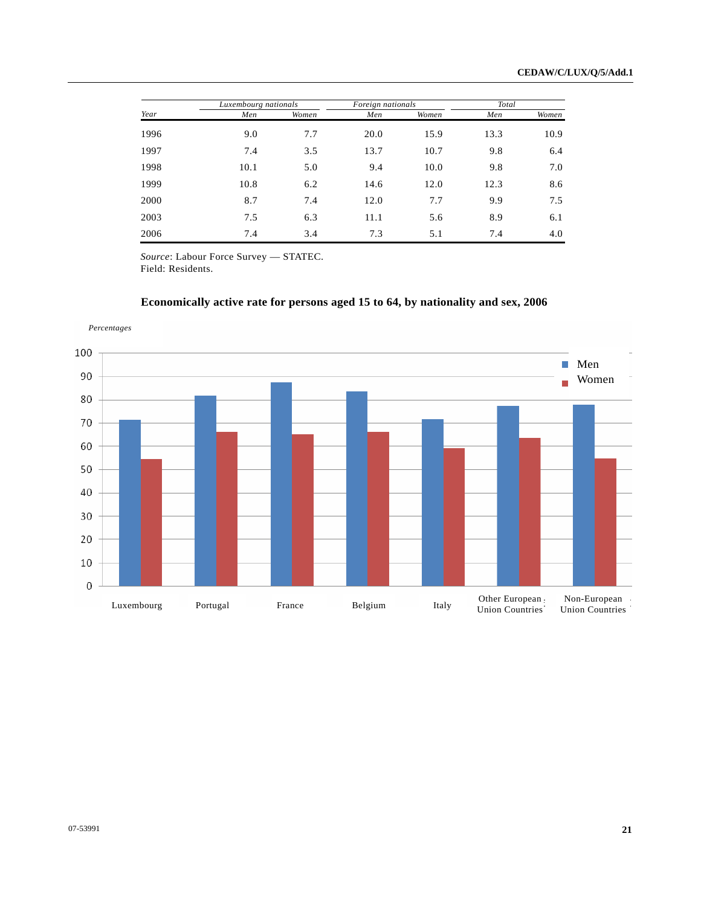| Year | Luxembourg nationals | | Foreign nationals | | Total | |
|---|---|---|---|---|---|---|
| | Men | Women | Men | Women | Men | Women |
| 1996 | 9.0 | 7.7 | 20.0 | 15.9 | 13.3 | 10.9 |
| 1997 | 7.4 | 3.5 | 13.7 | 10.7 | 9.8 | 6.4 |
| 1998 | 10.1 | 5.0 | 9.4 | 10.0 | 9.8 | 7.0 |
| 1999 | 10.8 | 6.2 | 14.6 | 12.0 | 12.3 | 8.6 |
| 2000 | 8.7 | 7.4 | 12.0 | 7.7 | 9.9 | 7.5 |
| 2003 | 7.5 | 6.3 | 11.1 | 5.6 | 8.9 | 6.1 |
| 2006 | 7.4 | 3.4 | 7.3 | 5.1 | 7.4 | 4.0 |

*Source*: Labour Force Survey — STATEC.
Field: Residents.

**Economically active rate for persons aged 15 to 64, by nationality and sex, 2006**

*Percentages*

Chart: bars for Men and Women (scale 0–100) by nationality: Luxembourg, Portugal, France, Belgium, Italy, Other European Union Countries, Non-European Union Countries.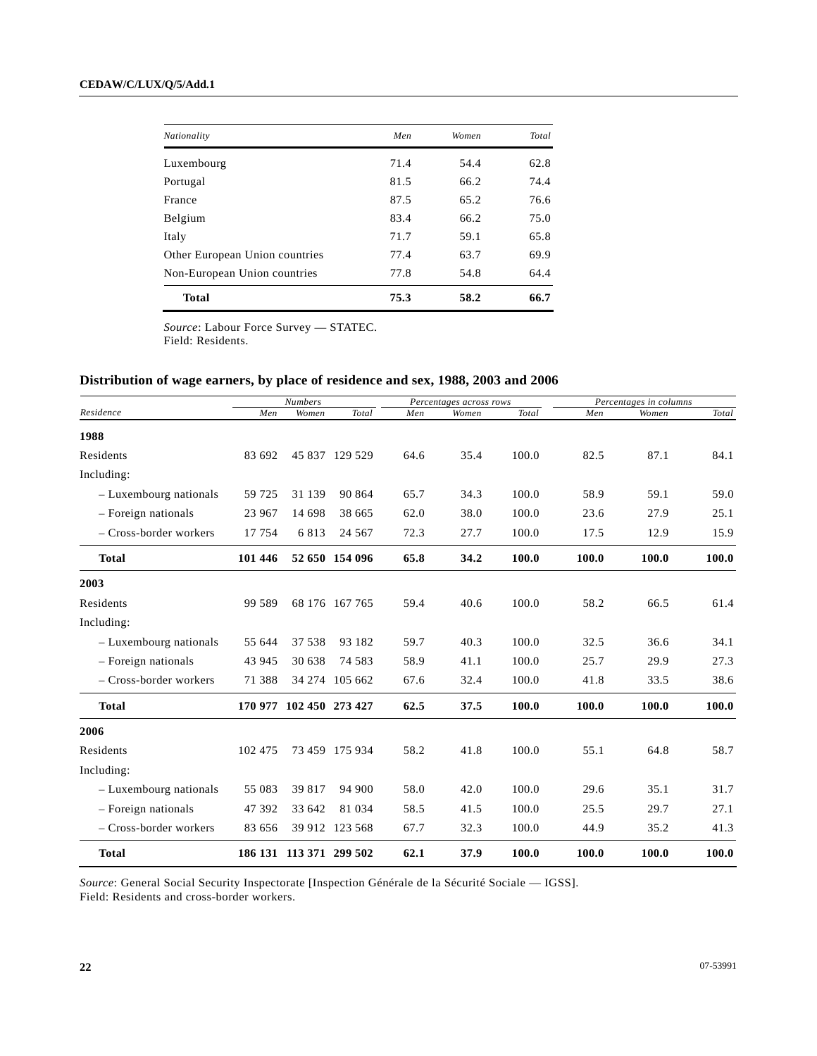| Nationality | Men | Women | Total |
|---|---|---|---|
| Luxembourg | 71.4 | 54.4 | 62.8 |
| Portugal | 81.5 | 66.2 | 74.4 |
| France | 87.5 | 65.2 | 76.6 |
| Belgium | 83.4 | 66.2 | 75.0 |
| Italy | 71.7 | 59.1 | 65.8 |
| Other European Union countries | 77.4 | 63.7 | 69.9 |
| Non-European Union countries | 77.8 | 54.8 | 64.4 |
| **Total** | **75.3** | **58.2** | **66.7** |

*Source*: Labour Force Survey — STATEC.
Field: Residents.

### Distribution of wage earners, by place of residence and sex, 1988, 2003 and 2006

| Residence | Numbers | | | Percentages across rows | | | Percentages in columns | | |
|---|---|---|---|---|---|---|---|---|---|
| | Men | Women | Total | Men | Women | Total | Men | Women | Total |
| **1988** | | | | | | | | | |
| Residents | 83 692 | 45 837 | 129 529 | 64.6 | 35.4 | 100.0 | 82.5 | 87.1 | 84.1 |
| Including: | | | | | | | | | |
| – Luxembourg nationals | 59 725 | 31 139 | 90 864 | 65.7 | 34.3 | 100.0 | 58.9 | 59.1 | 59.0 |
| – Foreign nationals | 23 967 | 14 698 | 38 665 | 62.0 | 38.0 | 100.0 | 23.6 | 27.9 | 25.1 |
| – Cross-border workers | 17 754 | 6 813 | 24 567 | 72.3 | 27.7 | 100.0 | 17.5 | 12.9 | 15.9 |
| **Total** | **101 446** | **52 650** | **154 096** | **65.8** | **34.2** | **100.0** | **100.0** | **100.0** | **100.0** |
| **2003** | | | | | | | | | |
| Residents | 99 589 | 68 176 | 167 765 | 59.4 | 40.6 | 100.0 | 58.2 | 66.5 | 61.4 |
| Including: | | | | | | | | | |
| – Luxembourg nationals | 55 644 | 37 538 | 93 182 | 59.7 | 40.3 | 100.0 | 32.5 | 36.6 | 34.1 |
| – Foreign nationals | 43 945 | 30 638 | 74 583 | 58.9 | 41.1 | 100.0 | 25.7 | 29.9 | 27.3 |
| – Cross-border workers | 71 388 | 34 274 | 105 662 | 67.6 | 32.4 | 100.0 | 41.8 | 33.5 | 38.6 |
| **Total** | **170 977** | **102 450** | **273 427** | **62.5** | **37.5** | **100.0** | **100.0** | **100.0** | **100.0** |
| **2006** | | | | | | | | | |
| Residents | 102 475 | 73 459 | 175 934 | 58.2 | 41.8 | 100.0 | 55.1 | 64.8 | 58.7 |
| Including: | | | | | | | | | |
| – Luxembourg nationals | 55 083 | 39 817 | 94 900 | 58.0 | 42.0 | 100.0 | 29.6 | 35.1 | 31.7 |
| – Foreign nationals | 47 392 | 33 642 | 81 034 | 58.5 | 41.5 | 100.0 | 25.5 | 29.7 | 27.1 |
| – Cross-border workers | 83 656 | 39 912 | 123 568 | 67.7 | 32.3 | 100.0 | 44.9 | 35.2 | 41.3 |
| **Total** | **186 131** | **113 371** | **299 502** | **62.1** | **37.9** | **100.0** | **100.0** | **100.0** | **100.0** |

*Source*: General Social Security Inspectorate [Inspection Générale de la Sécurité Sociale — IGSS].
Field: Residents and cross-border workers.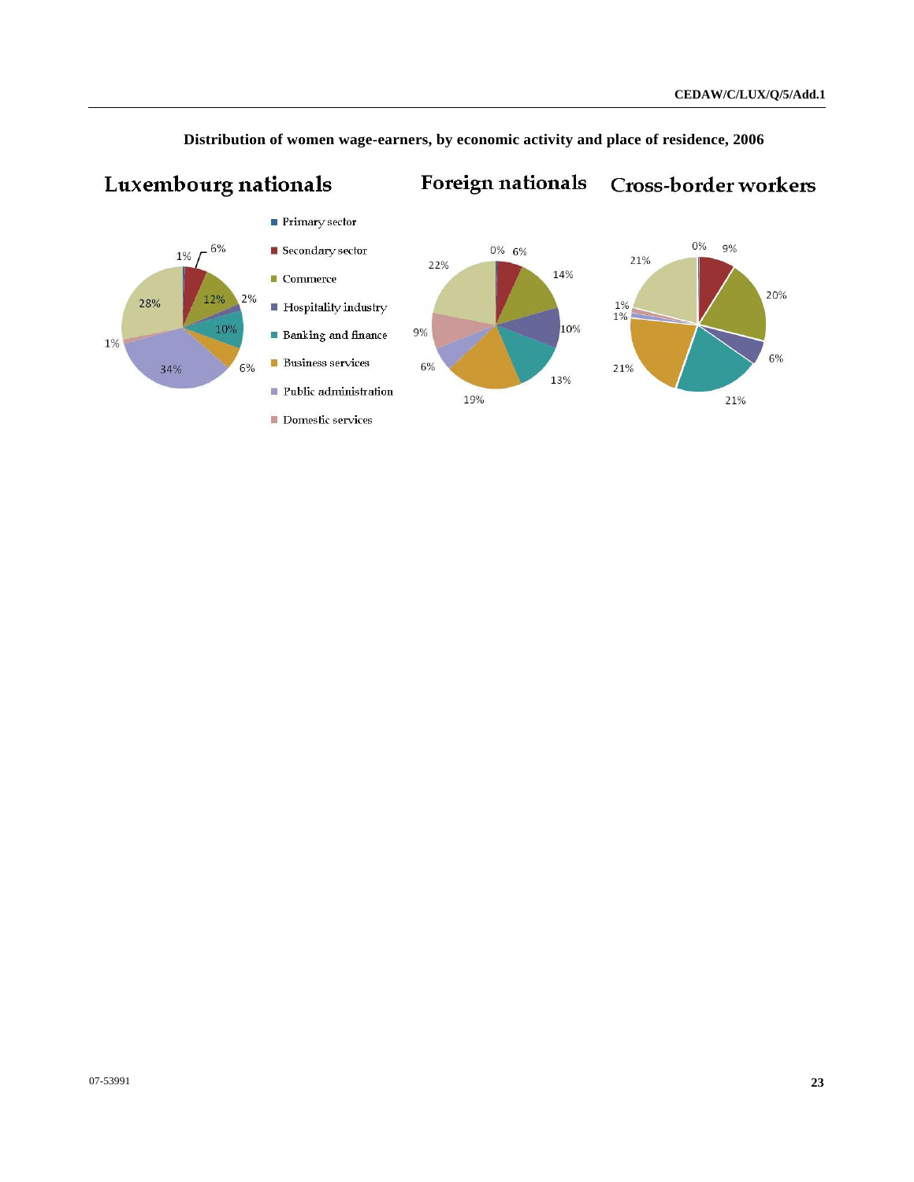**Distribution of women wage-earners, by economic activity and place of residence, 2006**

| | Luxembourg nationals | Foreign nationals | Cross-border workers |
|---|---|---|---|
| Primary sector | 1% | 0% | 0% |
| Secondary sector | 6% | 6% | 9% |
| Commerce | 12% | 14% | 20% |
| Hospitality industry | 2% | 10% | 6% |
| Banking and finance | 10% | 13% | 21% |
| Business services | 6% | 19% | 21% |
| Public administration | 34% | 6% | 1% |
| Domestic services | 1% | 9% | 1% |
| (unlabelled) | 28% | 22% | 21% |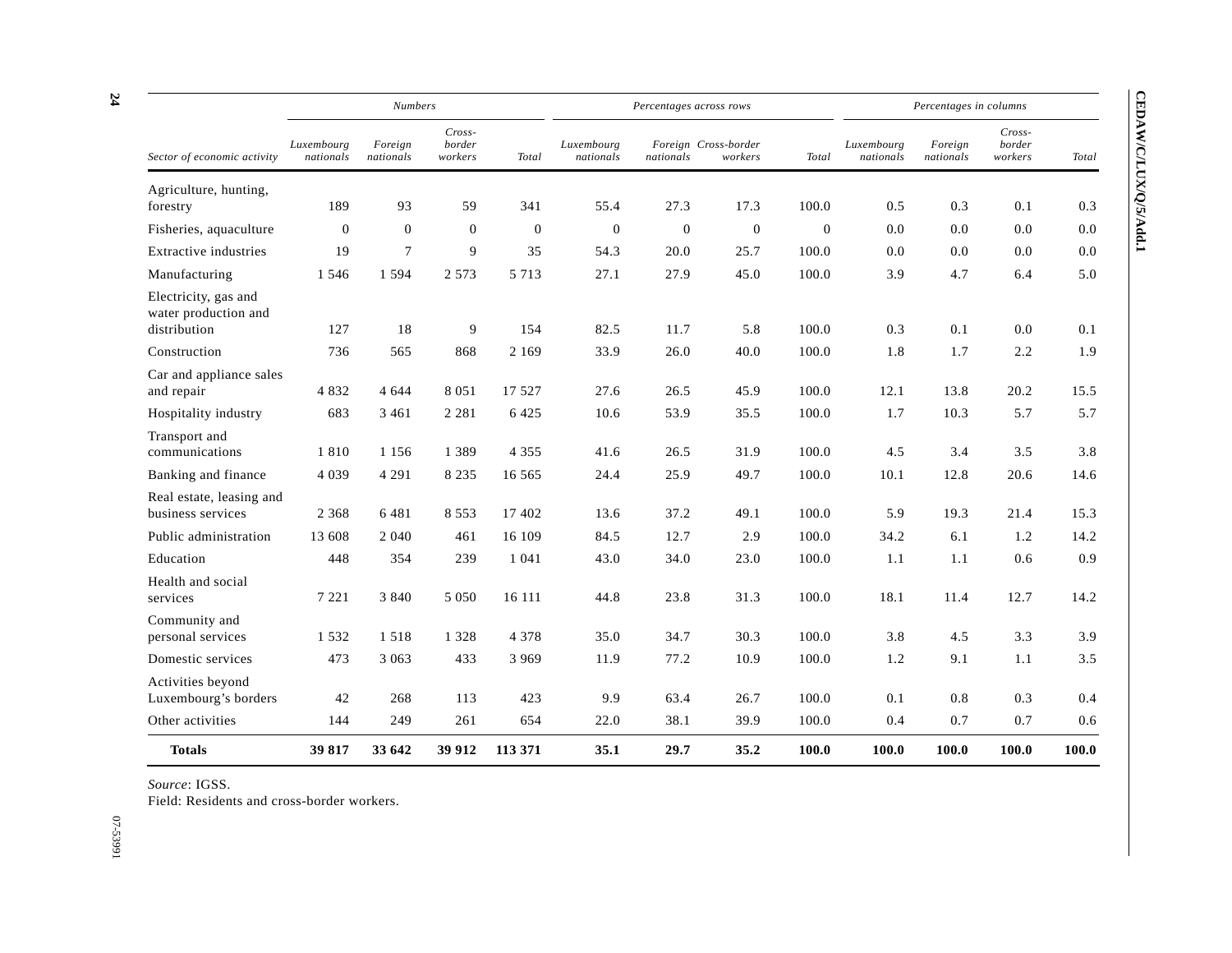| Sector of economic activity | Numbers | | | | Percentages across rows | | | | Percentages in columns | | | |
|---|---|---|---|---|---|---|---|---|---|---|---|---|
| | *Luxembourg nationals* | *Foreign nationals* | *Cross-border workers* | *Total* | *Luxembourg nationals* | *Foreign nationals* | *Cross-border workers* | *Total* | *Luxembourg nationals* | *Foreign nationals* | *Cross-border workers* | *Total* |
| Agriculture, hunting, forestry | 189 | 93 | 59 | 341 | 55.4 | 27.3 | 17.3 | 100.0 | 0.5 | 0.3 | 0.1 | 0.3 |
| Fisheries, aquaculture | 0 | 0 | 0 | 0 | 0 | 0 | 0 | 0 | 0.0 | 0.0 | 0.0 | 0.0 |
| Extractive industries | 19 | 7 | 9 | 35 | 54.3 | 20.0 | 25.7 | 100.0 | 0.0 | 0.0 | 0.0 | 0.0 |
| Manufacturing | 1 546 | 1 594 | 2 573 | 5 713 | 27.1 | 27.9 | 45.0 | 100.0 | 3.9 | 4.7 | 6.4 | 5.0 |
| Electricity, gas and water production and distribution | 127 | 18 | 9 | 154 | 82.5 | 11.7 | 5.8 | 100.0 | 0.3 | 0.1 | 0.0 | 0.1 |
| Construction | 736 | 565 | 868 | 2 169 | 33.9 | 26.0 | 40.0 | 100.0 | 1.8 | 1.7 | 2.2 | 1.9 |
| Car and appliance sales and repair | 4 832 | 4 644 | 8 051 | 17 527 | 27.6 | 26.5 | 45.9 | 100.0 | 12.1 | 13.8 | 20.2 | 15.5 |
| Hospitality industry | 683 | 3 461 | 2 281 | 6 425 | 10.6 | 53.9 | 35.5 | 100.0 | 1.7 | 10.3 | 5.7 | 5.7 |
| Transport and communications | 1 810 | 1 156 | 1 389 | 4 355 | 41.6 | 26.5 | 31.9 | 100.0 | 4.5 | 3.4 | 3.5 | 3.8 |
| Banking and finance | 4 039 | 4 291 | 8 235 | 16 565 | 24.4 | 25.9 | 49.7 | 100.0 | 10.1 | 12.8 | 20.6 | 14.6 |
| Real estate, leasing and business services | 2 368 | 6 481 | 8 553 | 17 402 | 13.6 | 37.2 | 49.1 | 100.0 | 5.9 | 19.3 | 21.4 | 15.3 |
| Public administration | 13 608 | 2 040 | 461 | 16 109 | 84.5 | 12.7 | 2.9 | 100.0 | 34.2 | 6.1 | 1.2 | 14.2 |
| Education | 448 | 354 | 239 | 1 041 | 43.0 | 34.0 | 23.0 | 100.0 | 1.1 | 1.1 | 0.6 | 0.9 |
| Health and social services | 7 221 | 3 840 | 5 050 | 16 111 | 44.8 | 23.8 | 31.3 | 100.0 | 18.1 | 11.4 | 12.7 | 14.2 |
| Community and personal services | 1 532 | 1 518 | 1 328 | 4 378 | 35.0 | 34.7 | 30.3 | 100.0 | 3.8 | 4.5 | 3.3 | 3.9 |
| Domestic services | 473 | 3 063 | 433 | 3 969 | 11.9 | 77.2 | 10.9 | 100.0 | 1.2 | 9.1 | 1.1 | 3.5 |
| Activities beyond Luxembourg's borders | 42 | 268 | 113 | 423 | 9.9 | 63.4 | 26.7 | 100.0 | 0.1 | 0.8 | 0.3 | 0.4 |
| Other activities | 144 | 249 | 261 | 654 | 22.0 | 38.1 | 39.9 | 100.0 | 0.4 | 0.7 | 0.7 | 0.6 |
| **Totals** | **39 817** | **33 642** | **39 912** | **113 371** | **35.1** | **29.7** | **35.2** | **100.0** | **100.0** | **100.0** | **100.0** | **100.0** |

*Source*: IGSS.

Field: Residents and cross-border workers.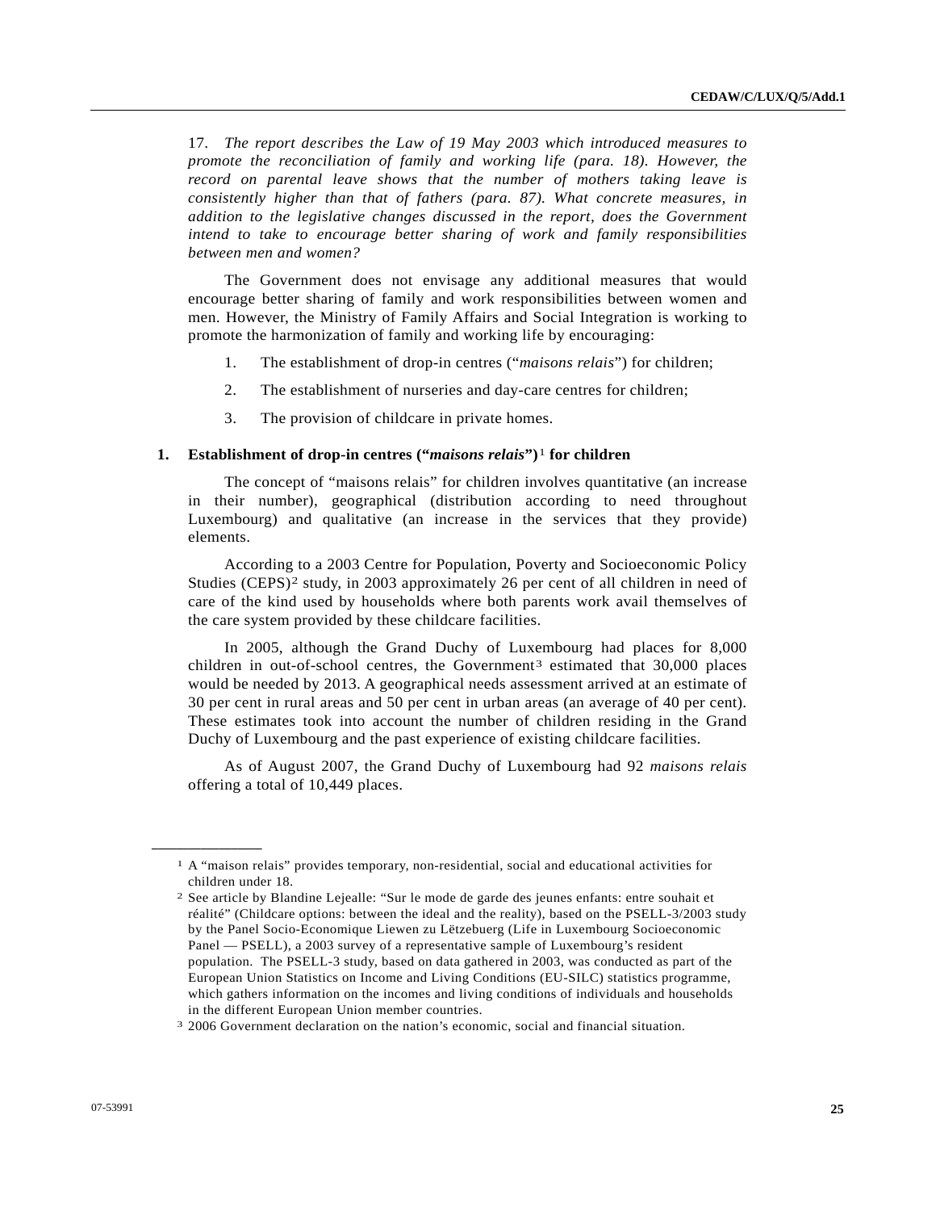17. *The report describes the Law of 19 May 2003 which introduced measures to promote the reconciliation of family and working life (para. 18). However, the record on parental leave shows that the number of mothers taking leave is consistently higher than that of fathers (para. 87). What concrete measures, in addition to the legislative changes discussed in the report, does the Government intend to take to encourage better sharing of work and family responsibilities between men and women?*

The Government does not envisage any additional measures that would encourage better sharing of family and work responsibilities between women and men. However, the Ministry of Family Affairs and Social Integration is working to promote the harmonization of family and working life by encouraging:

1. The establishment of drop-in centres ("*maisons relais*") for children;
2. The establishment of nurseries and day-care centres for children;
3. The provision of childcare in private homes.

### 1. Establishment of drop-in centres ("*maisons relais*")[1] for children

The concept of "maisons relais" for children involves quantitative (an increase in their number), geographical (distribution according to need throughout Luxembourg) and qualitative (an increase in the services that they provide) elements.

According to a 2003 Centre for Population, Poverty and Socioeconomic Policy Studies (CEPS)[2] study, in 2003 approximately 26 per cent of all children in need of care of the kind used by households where both parents work avail themselves of the care system provided by these childcare facilities.

In 2005, although the Grand Duchy of Luxembourg had places for 8,000 children in out-of-school centres, the Government[3] estimated that 30,000 places would be needed by 2013. A geographical needs assessment arrived at an estimate of 30 per cent in rural areas and 50 per cent in urban areas (an average of 40 per cent). These estimates took into account the number of children residing in the Grand Duchy of Luxembourg and the past experience of existing childcare facilities.

As of August 2007, the Grand Duchy of Luxembourg had 92 *maisons relais* offering a total of 10,449 places.

---

[1] A "maison relais" provides temporary, non-residential, social and educational activities for children under 18.

[2] See article by Blandine Lejealle: "Sur le mode de garde des jeunes enfants: entre souhait et réalité" (Childcare options: between the ideal and the reality), based on the PSELL-3/2003 study by the Panel Socio-Economique Liewen zu Lëtzebuerg (Life in Luxembourg Socioeconomic Panel — PSELL), a 2003 survey of a representative sample of Luxembourg's resident population. The PSELL-3 study, based on data gathered in 2003, was conducted as part of the European Union Statistics on Income and Living Conditions (EU-SILC) statistics programme, which gathers information on the incomes and living conditions of individuals and households in the different European Union member countries.

[3] 2006 Government declaration on the nation's economic, social and financial situation.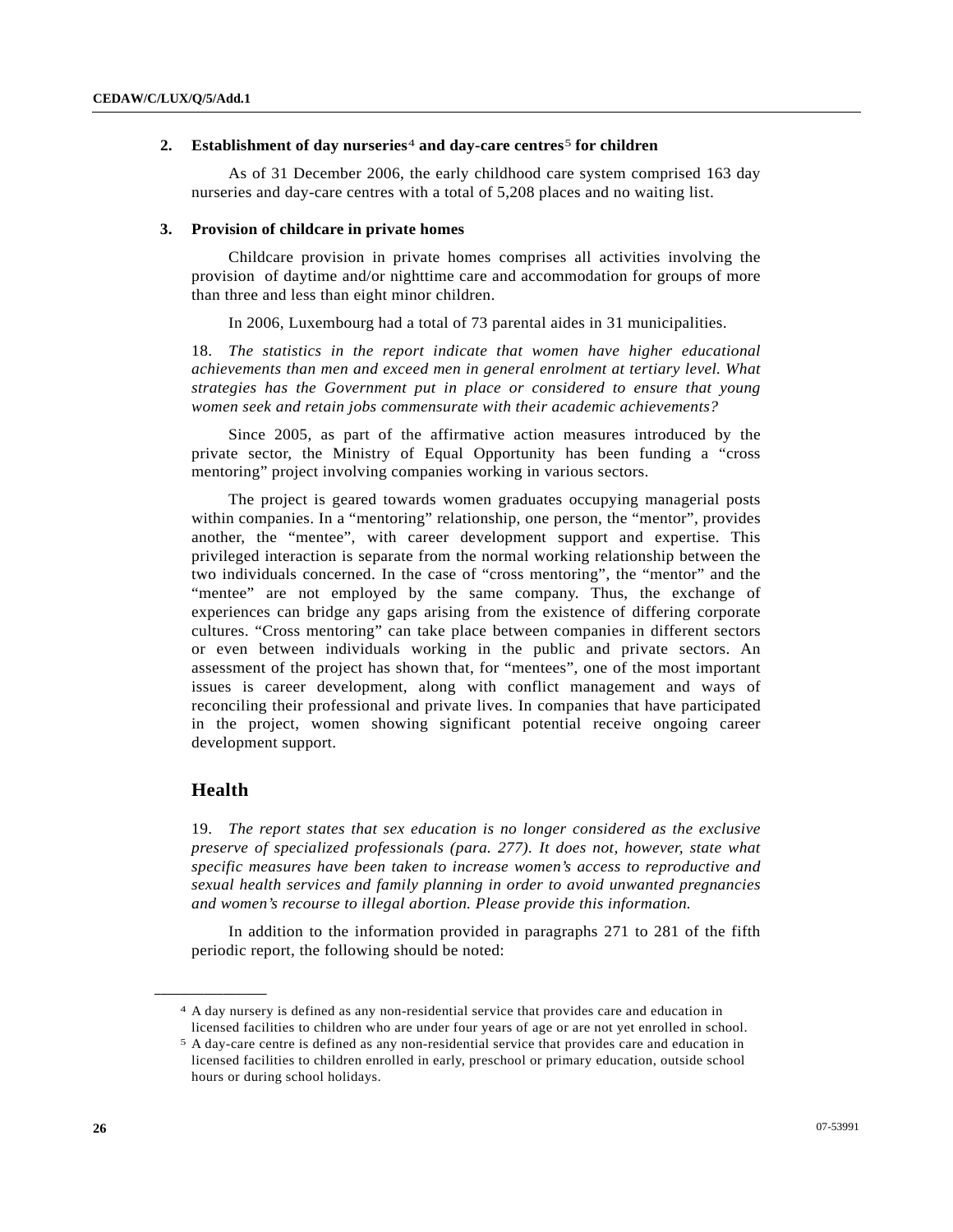### 2. Establishment of day nurseries[4] and day-care centres[5] for children

As of 31 December 2006, the early childhood care system comprised 163 day nurseries and day-care centres with a total of 5,208 places and no waiting list.

### 3. Provision of childcare in private homes

Childcare provision in private homes comprises all activities involving the provision of daytime and/or nighttime care and accommodation for groups of more than three and less than eight minor children.

In 2006, Luxembourg had a total of 73 parental aides in 31 municipalities.

18. *The statistics in the report indicate that women have higher educational achievements than men and exceed men in general enrolment at tertiary level. What strategies has the Government put in place or considered to ensure that young women seek and retain jobs commensurate with their academic achievements?*

Since 2005, as part of the affirmative action measures introduced by the private sector, the Ministry of Equal Opportunity has been funding a "cross mentoring" project involving companies working in various sectors.

The project is geared towards women graduates occupying managerial posts within companies. In a "mentoring" relationship, one person, the "mentor", provides another, the "mentee", with career development support and expertise. This privileged interaction is separate from the normal working relationship between the two individuals concerned. In the case of "cross mentoring", the "mentor" and the "mentee" are not employed by the same company. Thus, the exchange of experiences can bridge any gaps arising from the existence of differing corporate cultures. "Cross mentoring" can take place between companies in different sectors or even between individuals working in the public and private sectors. An assessment of the project has shown that, for "mentees", one of the most important issues is career development, along with conflict management and ways of reconciling their professional and private lives. In companies that have participated in the project, women showing significant potential receive ongoing career development support.

## Health

19. *The report states that sex education is no longer considered as the exclusive preserve of specialized professionals (para. 277). It does not, however, state what specific measures have been taken to increase women's access to reproductive and sexual health services and family planning in order to avoid unwanted pregnancies and women's recourse to illegal abortion. Please provide this information.*

In addition to the information provided in paragraphs 271 to 281 of the fifth periodic report, the following should be noted:

---

[4] A day nursery is defined as any non-residential service that provides care and education in licensed facilities to children who are under four years of age or are not yet enrolled in school.

[5] A day-care centre is defined as any non-residential service that provides care and education in licensed facilities to children enrolled in early, preschool or primary education, outside school hours or during school holidays.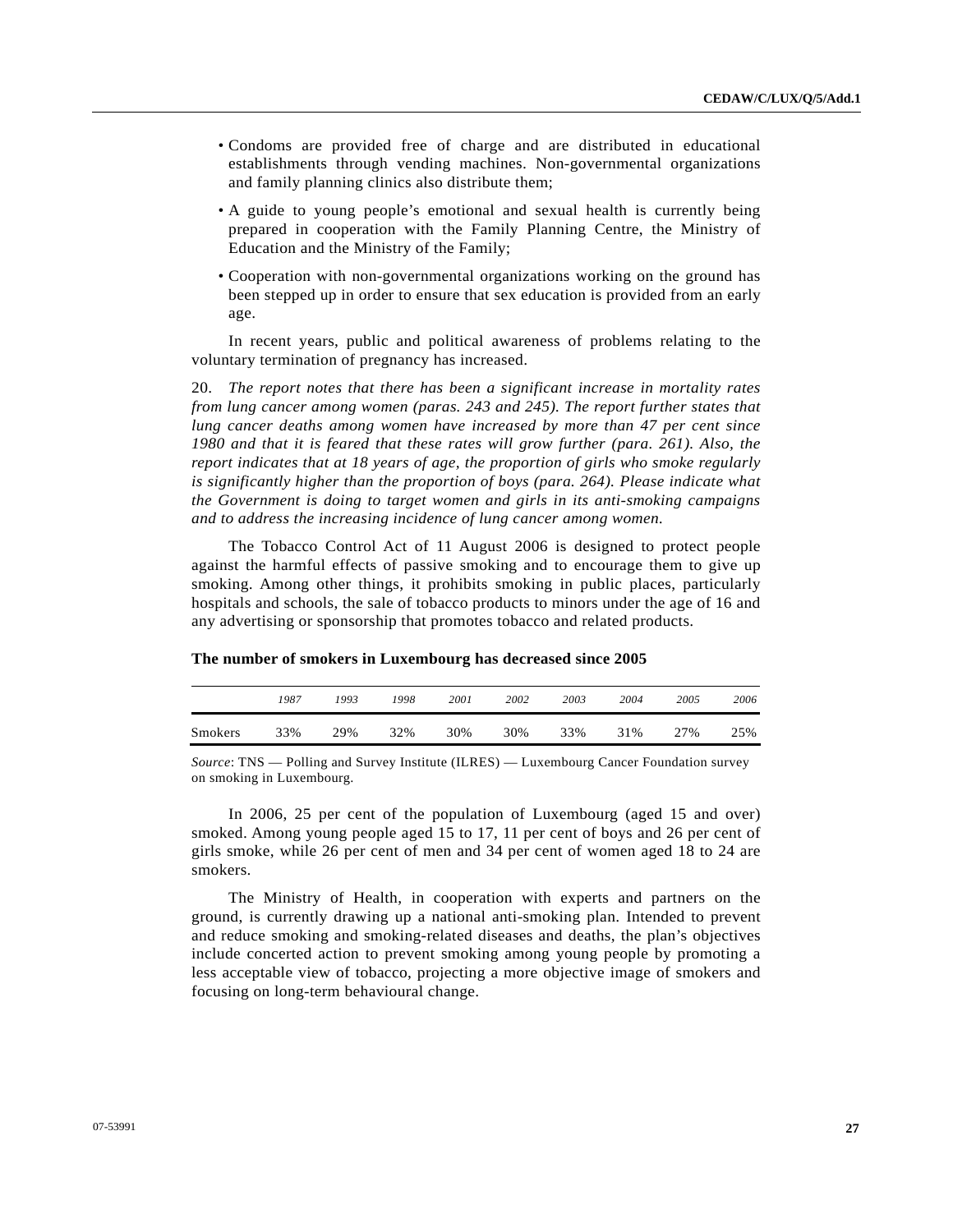- Condoms are provided free of charge and are distributed in educational establishments through vending machines. Non-governmental organizations and family planning clinics also distribute them;
- A guide to young people's emotional and sexual health is currently being prepared in cooperation with the Family Planning Centre, the Ministry of Education and the Ministry of the Family;
- Cooperation with non-governmental organizations working on the ground has been stepped up in order to ensure that sex education is provided from an early age.

In recent years, public and political awareness of problems relating to the voluntary termination of pregnancy has increased.

20. *The report notes that there has been a significant increase in mortality rates from lung cancer among women (paras. 243 and 245). The report further states that lung cancer deaths among women have increased by more than 47 per cent since 1980 and that it is feared that these rates will grow further (para. 261). Also, the report indicates that at 18 years of age, the proportion of girls who smoke regularly is significantly higher than the proportion of boys (para. 264). Please indicate what the Government is doing to target women and girls in its anti-smoking campaigns and to address the increasing incidence of lung cancer among women.*

The Tobacco Control Act of 11 August 2006 is designed to protect people against the harmful effects of passive smoking and to encourage them to give up smoking. Among other things, it prohibits smoking in public places, particularly hospitals and schools, the sale of tobacco products to minors under the age of 16 and any advertising or sponsorship that promotes tobacco and related products.

**The number of smokers in Luxembourg has decreased since 2005**

| | *1987* | *1993* | *1998* | *2001* | *2002* | *2003* | *2004* | *2005* | *2006* |
|---|---|---|---|---|---|---|---|---|---|
| Smokers | 33% | 29% | 32% | 30% | 30% | 33% | 31% | 27% | 25% |

*Source*: TNS — Polling and Survey Institute (ILRES) — Luxembourg Cancer Foundation survey on smoking in Luxembourg.

In 2006, 25 per cent of the population of Luxembourg (aged 15 and over) smoked. Among young people aged 15 to 17, 11 per cent of boys and 26 per cent of girls smoke, while 26 per cent of men and 34 per cent of women aged 18 to 24 are smokers.

The Ministry of Health, in cooperation with experts and partners on the ground, is currently drawing up a national anti-smoking plan. Intended to prevent and reduce smoking and smoking-related diseases and deaths, the plan's objectives include concerted action to prevent smoking among young people by promoting a less acceptable view of tobacco, projecting a more objective image of smokers and focusing on long-term behavioural change.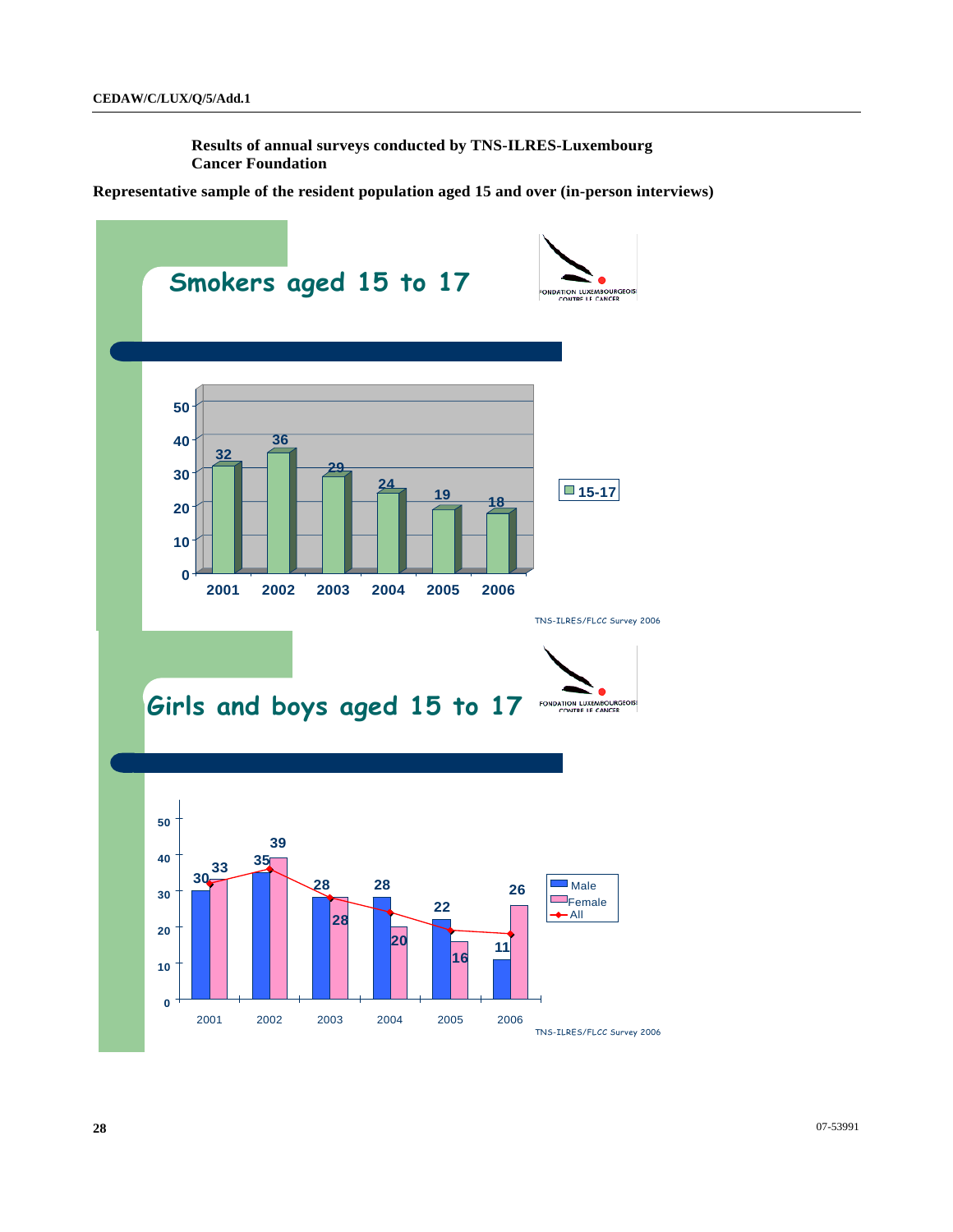**Results of annual surveys conducted by TNS-ILRES-Luxembourg Cancer Foundation**

**Representative sample of the resident population aged 15 and over (in-person interviews)**

## Smokers aged 15 to 17

FONDATION LUXEMBOURGEOISE CONTRE LE CANCER

| Year | 15-17 |
|---|---|
| 2001 | 32 |
| 2002 | 36 |
| 2003 | 29 |
| 2004 | 24 |
| 2005 | 19 |
| 2006 | 18 |

TNS-ILRES/FLCC Survey 2006

## Girls and boys aged 15 to 17

FONDATION LUXEMBOURGEOISE CONTRE LE CANCER

| Year | Male | Female |
|---|---|---|
| 2001 | 30 | 33 |
| 2002 | 35 | 39 |
| 2003 | 28 | 28 |
| 2004 | 28 | 20 |
| 2005 | 22 | 16 |
| 2006 | 11 | 26 |

TNS-ILRES/FLCC Survey 2006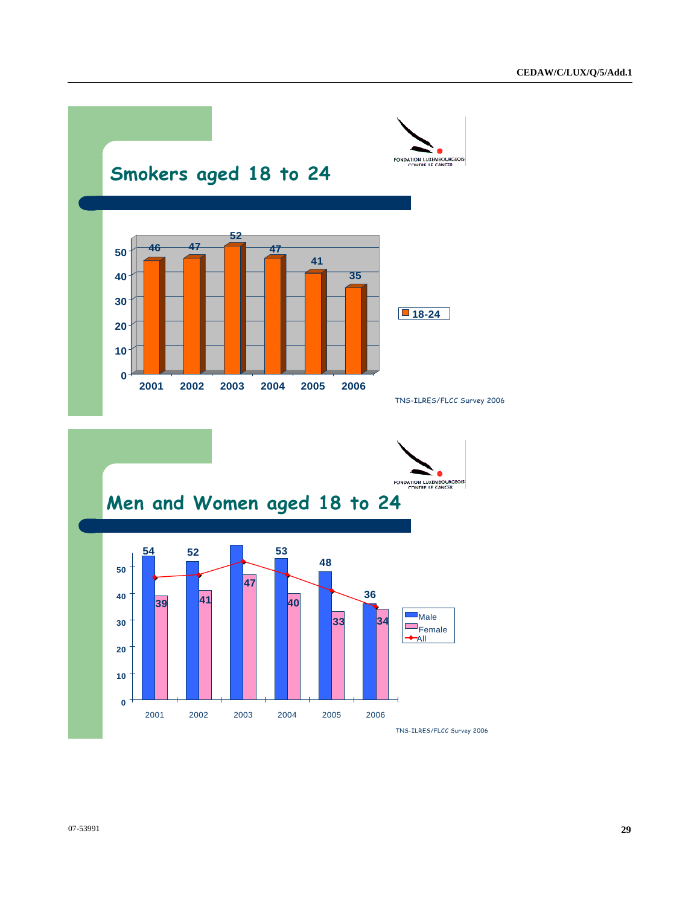## Smokers aged 18 to 24

FONDATION LUXEMBOURGEOISE CONTRE LE CANCER

| Year | 18-24 |
|---|---|
| 2001 | 46 |
| 2002 | 47 |
| 2003 | 52 |
| 2004 | 47 |
| 2005 | 41 |
| 2006 | 35 |

TNS-ILRES/FLCC Survey 2006

## Men and Women aged 18 to 24

FONDATION LUXEMBOURGEOISE CONTRE LE CANCER

| Year | Male | Female |
|---|---|---|
| 2001 | 54 | 39 |
| 2002 | 52 | 41 |
| 2003 | | 47 |
| 2004 | 53 | 40 |
| 2005 | 48 | 33 |
| 2006 | 36 | 34 |

Legend: Male, Female, All

TNS-ILRES/FLCC Survey 2006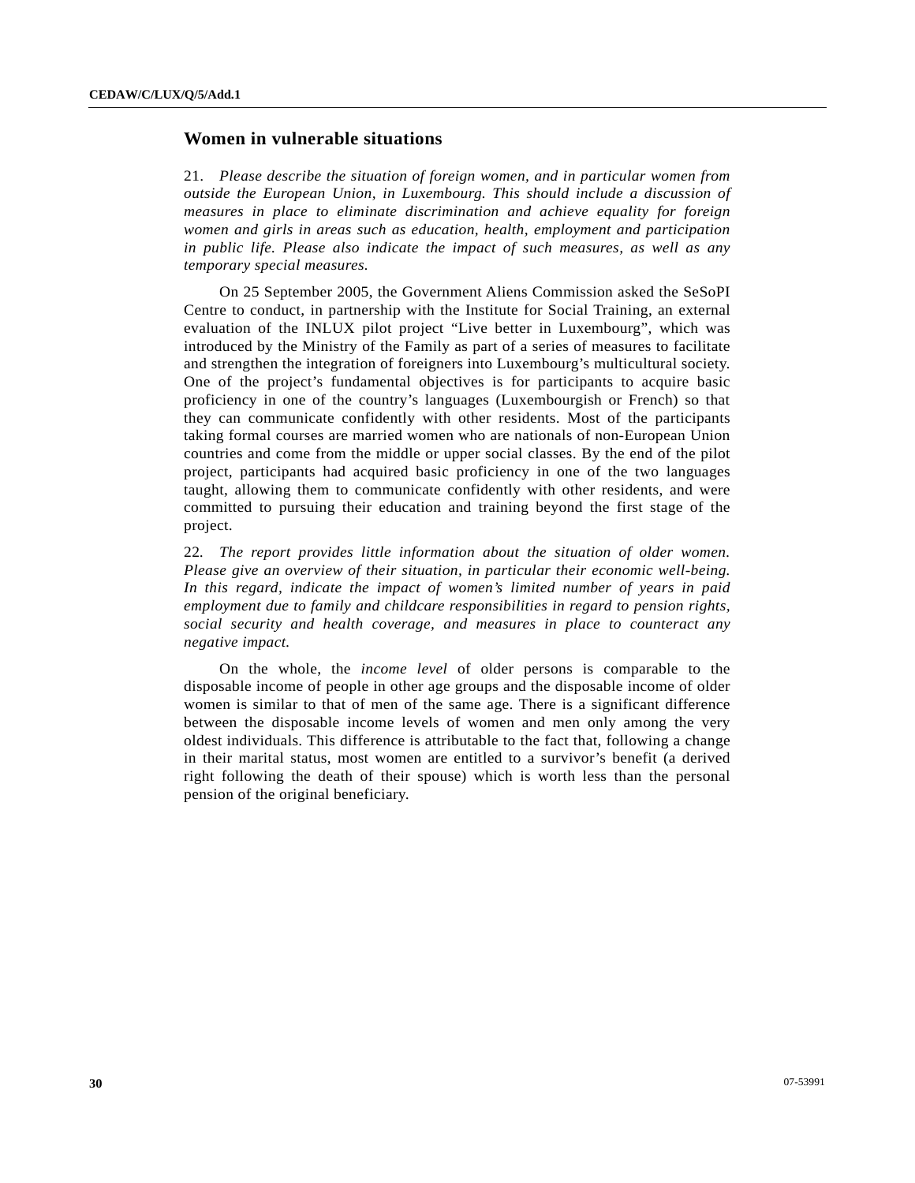## Women in vulnerable situations

21. *Please describe the situation of foreign women, and in particular women from outside the European Union, in Luxembourg. This should include a discussion of measures in place to eliminate discrimination and achieve equality for foreign women and girls in areas such as education, health, employment and participation in public life. Please also indicate the impact of such measures, as well as any temporary special measures.*

On 25 September 2005, the Government Aliens Commission asked the SeSoPI Centre to conduct, in partnership with the Institute for Social Training, an external evaluation of the INLUX pilot project "Live better in Luxembourg", which was introduced by the Ministry of the Family as part of a series of measures to facilitate and strengthen the integration of foreigners into Luxembourg's multicultural society. One of the project's fundamental objectives is for participants to acquire basic proficiency in one of the country's languages (Luxembourgish or French) so that they can communicate confidently with other residents. Most of the participants taking formal courses are married women who are nationals of non-European Union countries and come from the middle or upper social classes. By the end of the pilot project, participants had acquired basic proficiency in one of the two languages taught, allowing them to communicate confidently with other residents, and were committed to pursuing their education and training beyond the first stage of the project.

22. *The report provides little information about the situation of older women. Please give an overview of their situation, in particular their economic well-being. In this regard, indicate the impact of women's limited number of years in paid employment due to family and childcare responsibilities in regard to pension rights, social security and health coverage, and measures in place to counteract any negative impact.*

On the whole, the *income level* of older persons is comparable to the disposable income of people in other age groups and the disposable income of older women is similar to that of men of the same age. There is a significant difference between the disposable income levels of women and men only among the very oldest individuals. This difference is attributable to the fact that, following a change in their marital status, most women are entitled to a survivor's benefit (a derived right following the death of their spouse) which is worth less than the personal pension of the original beneficiary.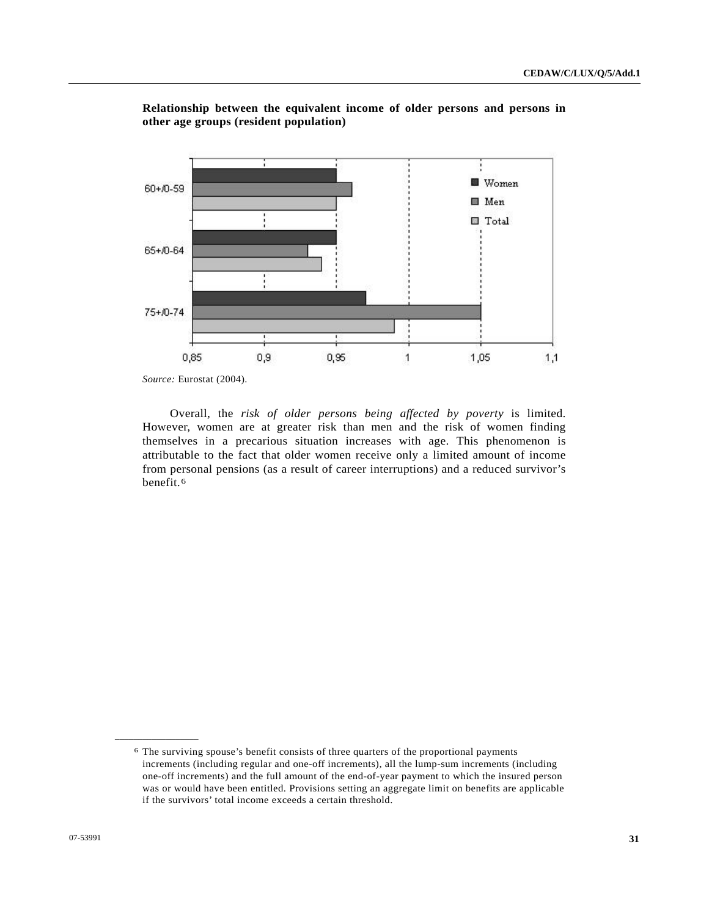**Relationship between the equivalent income of older persons and persons in other age groups (resident population)**

*Source:* Eurostat (2004).

Overall, the *risk of older persons being affected by poverty* is limited. However, women are at greater risk than men and the risk of women finding themselves in a precarious situation increases with age. This phenomenon is attributable to the fact that older women receive only a limited amount of income from personal pensions (as a result of career interruptions) and a reduced survivor's benefit.[6]

---

[6] The surviving spouse's benefit consists of three quarters of the proportional payments increments (including regular and one-off increments), all the lump-sum increments (including one-off increments) and the full amount of the end-of-year payment to which the insured person was or would have been entitled. Provisions setting an aggregate limit on benefits are applicable if the survivors' total income exceeds a certain threshold.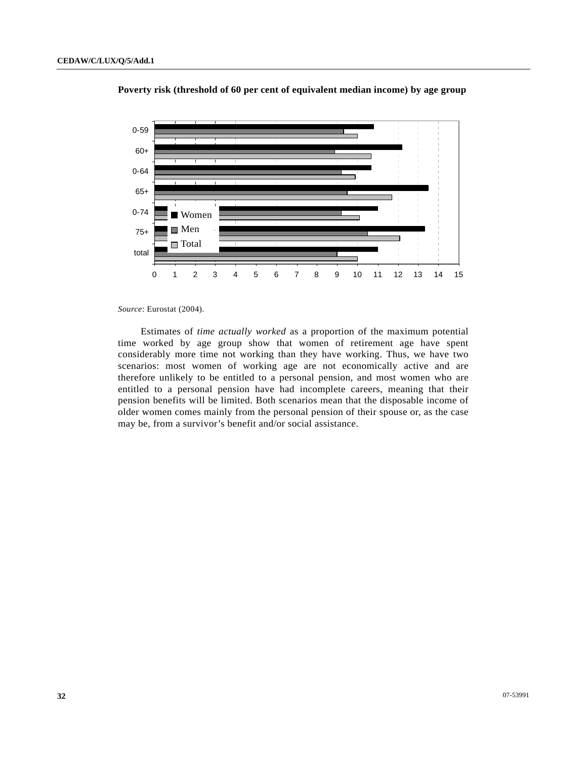**Poverty risk (threshold of 60 per cent of equivalent median income) by age group**

*Source*: Eurostat (2004).

Estimates of *time actually worked* as a proportion of the maximum potential time worked by age group show that women of retirement age have spent considerably more time not working than they have working. Thus, we have two scenarios: most women of working age are not economically active and are therefore unlikely to be entitled to a personal pension, and most women who are entitled to a personal pension have had incomplete careers, meaning that their pension benefits will be limited. Both scenarios mean that the disposable income of older women comes mainly from the personal pension of their spouse or, as the case may be, from a survivor's benefit and/or social assistance.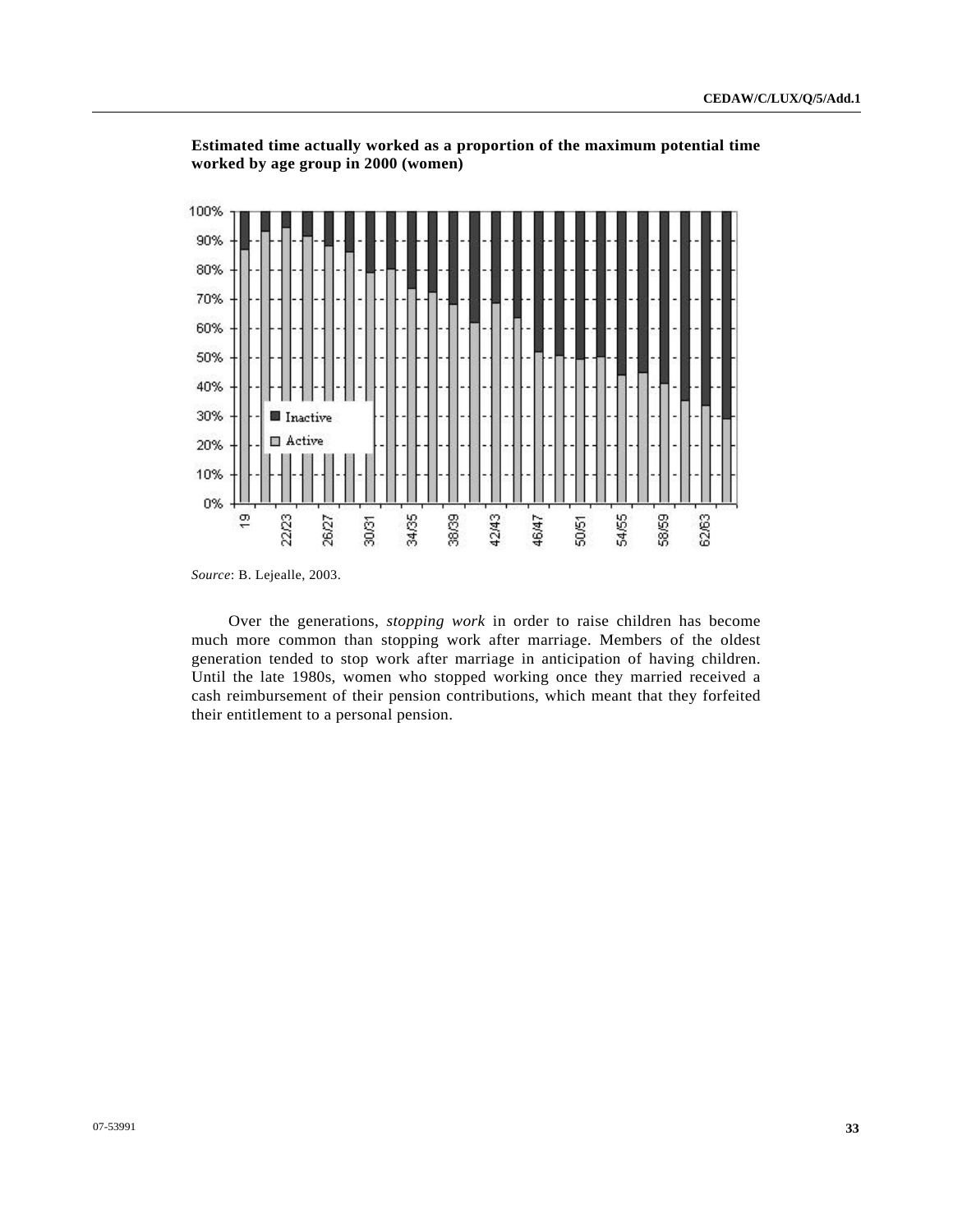**Estimated time actually worked as a proportion of the maximum potential time worked by age group in 2000 (women)**

*Source*: B. Lejealle, 2003.

Over the generations, *stopping work* in order to raise children has become much more common than stopping work after marriage. Members of the oldest generation tended to stop work after marriage in anticipation of having children. Until the late 1980s, women who stopped working once they married received a cash reimbursement of their pension contributions, which meant that they forfeited their entitlement to a personal pension.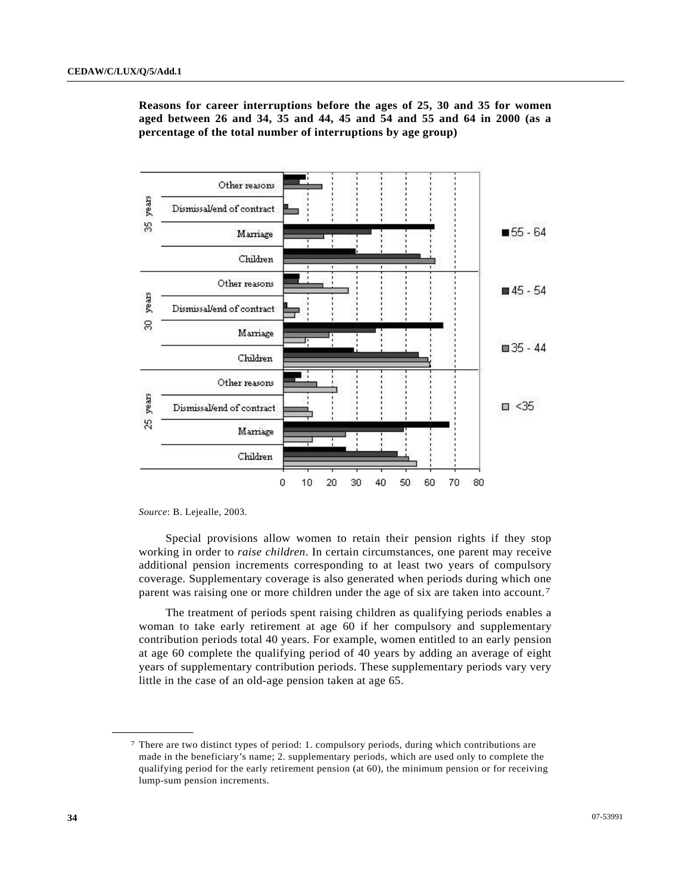**Reasons for career interruptions before the ages of 25, 30 and 35 for women aged between 26 and 34, 35 and 44, 45 and 54 and 55 and 64 in 2000 (as a percentage of the total number of interruptions by age group)**

*Source*: B. Lejealle, 2003.

Special provisions allow women to retain their pension rights if they stop working in order to *raise children*. In certain circumstances, one parent may receive additional pension increments corresponding to at least two years of compulsory coverage. Supplementary coverage is also generated when periods during which one parent was raising one or more children under the age of six are taken into account.[7]

The treatment of periods spent raising children as qualifying periods enables a woman to take early retirement at age 60 if her compulsory and supplementary contribution periods total 40 years. For example, women entitled to an early pension at age 60 complete the qualifying period of 40 years by adding an average of eight years of supplementary contribution periods. These supplementary periods vary very little in the case of an old-age pension taken at age 65.

---

[7] There are two distinct types of period: 1. compulsory periods, during which contributions are made in the beneficiary's name; 2. supplementary periods, which are used only to complete the qualifying period for the early retirement pension (at 60), the minimum pension or for receiving lump-sum pension increments.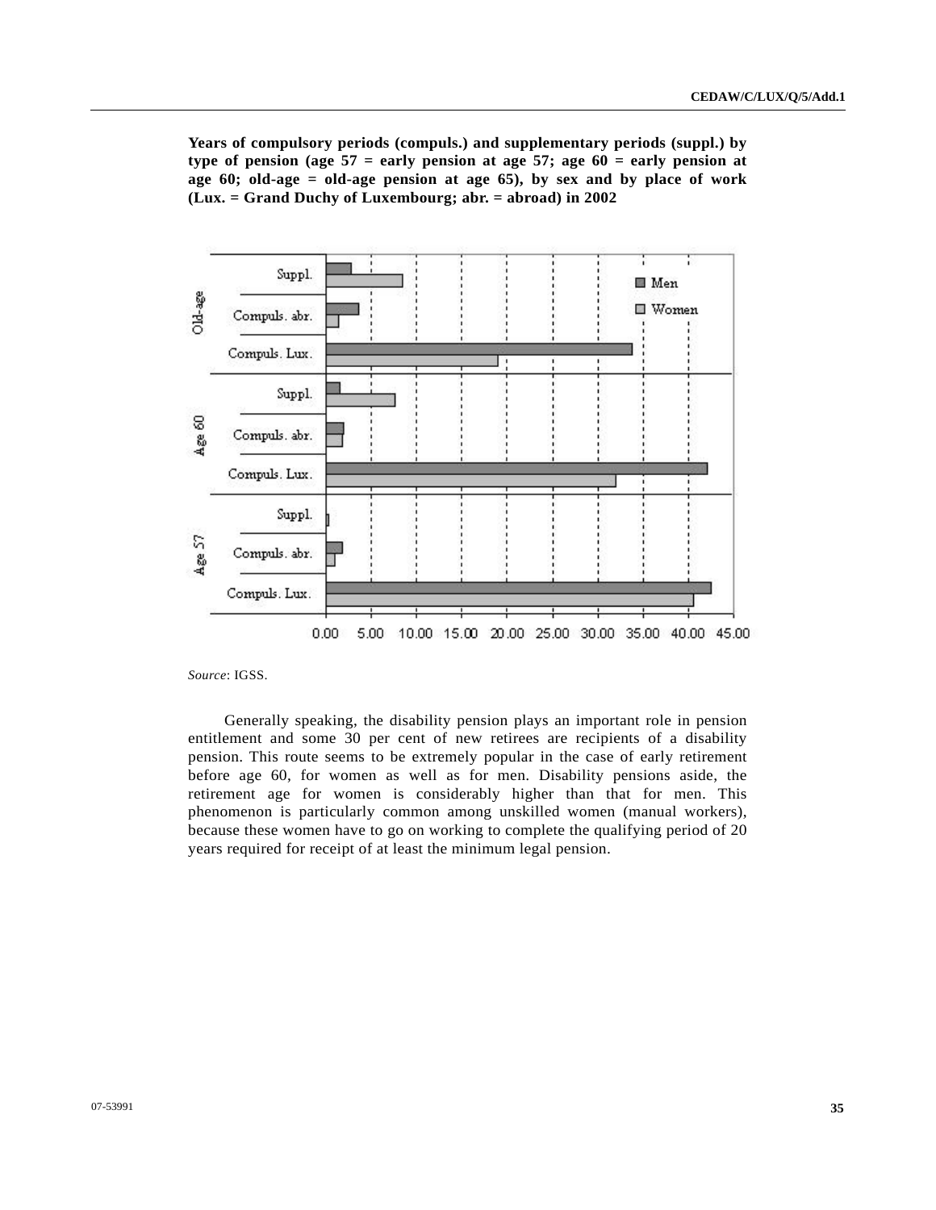**Years of compulsory periods (compuls.) and supplementary periods (suppl.) by type of pension (age 57 = early pension at age 57; age 60 = early pension at age 60; old-age = old-age pension at age 65), by sex and by place of work (Lux. = Grand Duchy of Luxembourg; abr. = abroad) in 2002**

*Source*: IGSS.

Generally speaking, the disability pension plays an important role in pension entitlement and some 30 per cent of new retirees are recipients of a disability pension. This route seems to be extremely popular in the case of early retirement before age 60, for women as well as for men. Disability pensions aside, the retirement age for women is considerably higher than that for men. This phenomenon is particularly common among unskilled women (manual workers), because these women have to go on working to complete the qualifying period of 20 years required for receipt of at least the minimum legal pension.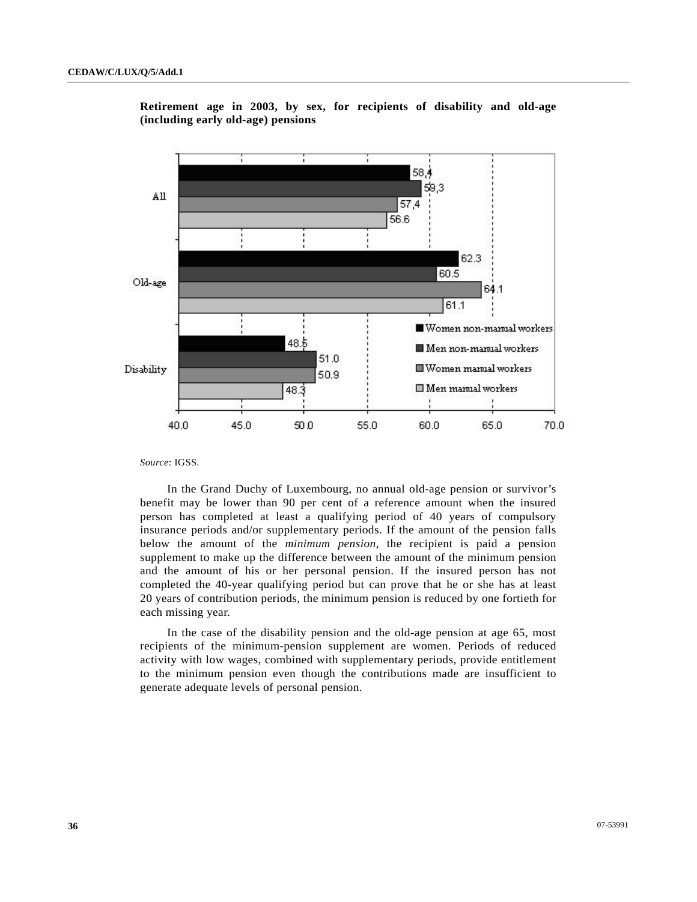**Retirement age in 2003, by sex, for recipients of disability and old-age (including early old-age) pensions**

| | Women non-manual workers | Men non-manual workers | Women manual workers | Men manual workers |
|---|---|---|---|---|
| All | 58,4 | 59,3 | 57,4 | 56.6 |
| Old-age | 62.3 | 60.5 | 64.1 | 61.1 |
| Disability | 48.5 | 51.0 | 50.9 | 48.3 |

*Source*: IGSS.

In the Grand Duchy of Luxembourg, no annual old-age pension or survivor's benefit may be lower than 90 per cent of a reference amount when the insured person has completed at least a qualifying period of 40 years of compulsory insurance periods and/or supplementary periods. If the amount of the pension falls below the amount of the *minimum pension*, the recipient is paid a pension supplement to make up the difference between the amount of the minimum pension and the amount of his or her personal pension. If the insured person has not completed the 40-year qualifying period but can prove that he or she has at least 20 years of contribution periods, the minimum pension is reduced by one fortieth for each missing year.

In the case of the disability pension and the old-age pension at age 65, most recipients of the minimum-pension supplement are women. Periods of reduced activity with low wages, combined with supplementary periods, provide entitlement to the minimum pension even though the contributions made are insufficient to generate adequate levels of personal pension.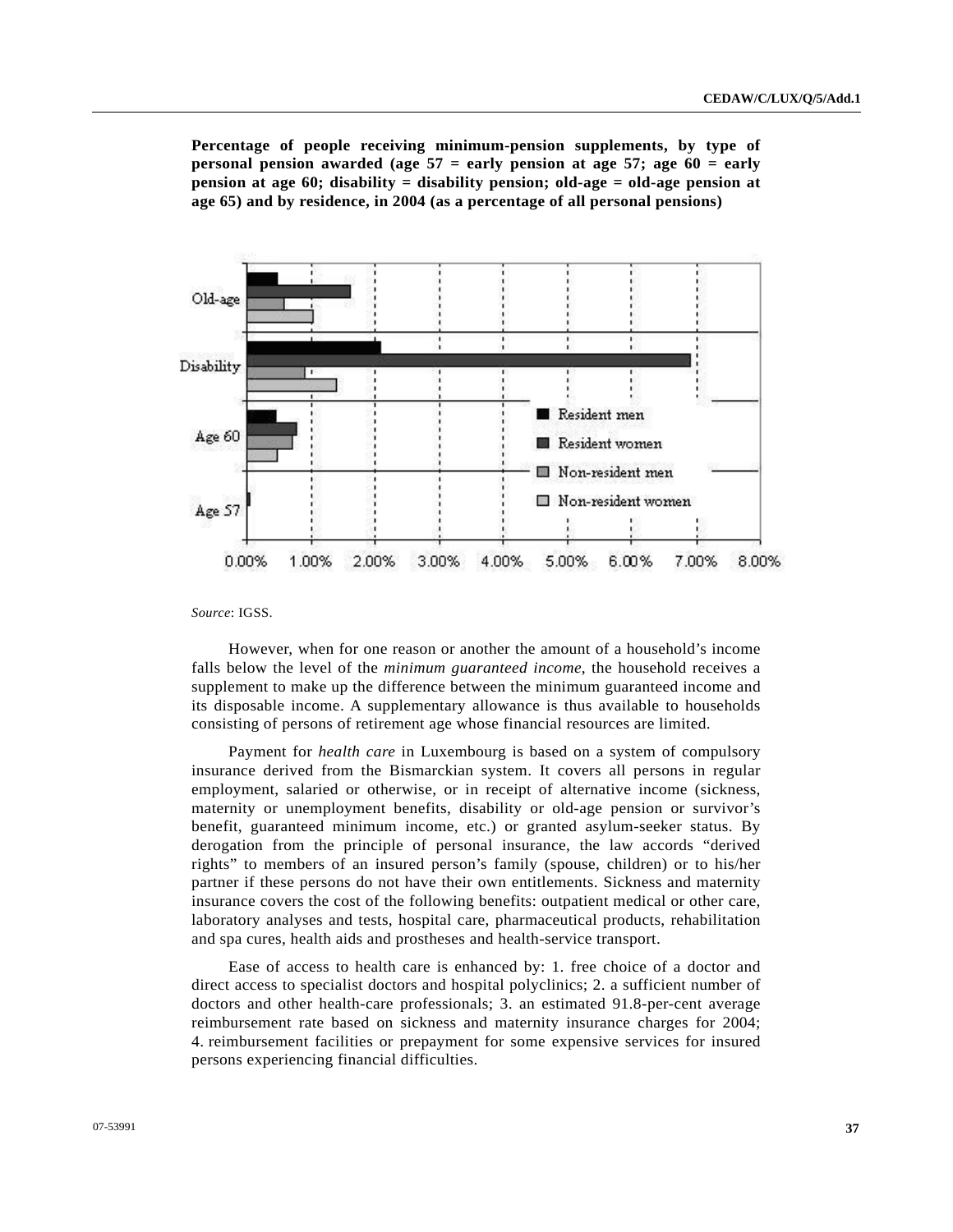**Percentage of people receiving minimum-pension supplements, by type of personal pension awarded (age 57 = early pension at age 57; age 60 = early pension at age 60; disability = disability pension; old-age = old-age pension at age 65) and by residence, in 2004 (as a percentage of all personal pensions)**

*Source*: IGSS.

However, when for one reason or another the amount of a household's income falls below the level of the *minimum guaranteed income*, the household receives a supplement to make up the difference between the minimum guaranteed income and its disposable income. A supplementary allowance is thus available to households consisting of persons of retirement age whose financial resources are limited.

Payment for *health care* in Luxembourg is based on a system of compulsory insurance derived from the Bismarckian system. It covers all persons in regular employment, salaried or otherwise, or in receipt of alternative income (sickness, maternity or unemployment benefits, disability or old-age pension or survivor's benefit, guaranteed minimum income, etc.) or granted asylum-seeker status. By derogation from the principle of personal insurance, the law accords "derived rights" to members of an insured person's family (spouse, children) or to his/her partner if these persons do not have their own entitlements. Sickness and maternity insurance covers the cost of the following benefits: outpatient medical or other care, laboratory analyses and tests, hospital care, pharmaceutical products, rehabilitation and spa cures, health aids and prostheses and health-service transport.

Ease of access to health care is enhanced by: 1. free choice of a doctor and direct access to specialist doctors and hospital polyclinics; 2. a sufficient number of doctors and other health-care professionals; 3. an estimated 91.8-per-cent average reimbursement rate based on sickness and maternity insurance charges for 2004; 4. reimbursement facilities or prepayment for some expensive services for insured persons experiencing financial difficulties.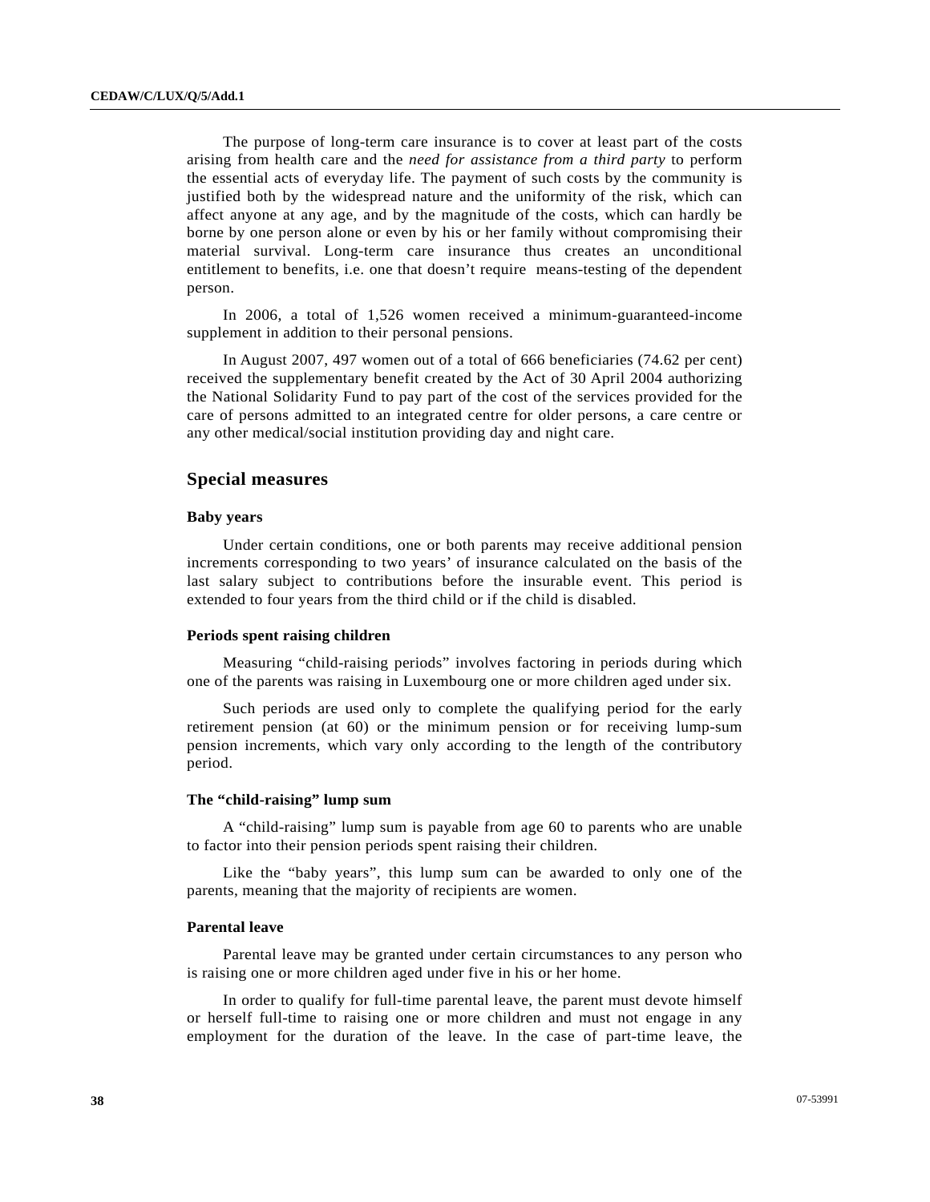The purpose of long-term care insurance is to cover at least part of the costs arising from health care and the *need for assistance from a third party* to perform the essential acts of everyday life. The payment of such costs by the community is justified both by the widespread nature and the uniformity of the risk, which can affect anyone at any age, and by the magnitude of the costs, which can hardly be borne by one person alone or even by his or her family without compromising their material survival. Long-term care insurance thus creates an unconditional entitlement to benefits, i.e. one that doesn't require means-testing of the dependent person.

In 2006, a total of 1,526 women received a minimum-guaranteed-income supplement in addition to their personal pensions.

In August 2007, 497 women out of a total of 666 beneficiaries (74.62 per cent) received the supplementary benefit created by the Act of 30 April 2004 authorizing the National Solidarity Fund to pay part of the cost of the services provided for the care of persons admitted to an integrated centre for older persons, a care centre or any other medical/social institution providing day and night care.

## Special measures

#### Baby years

Under certain conditions, one or both parents may receive additional pension increments corresponding to two years' of insurance calculated on the basis of the last salary subject to contributions before the insurable event. This period is extended to four years from the third child or if the child is disabled.

#### Periods spent raising children

Measuring "child-raising periods" involves factoring in periods during which one of the parents was raising in Luxembourg one or more children aged under six.

Such periods are used only to complete the qualifying period for the early retirement pension (at 60) or the minimum pension or for receiving lump-sum pension increments, which vary only according to the length of the contributory period.

#### The "child-raising" lump sum

A "child-raising" lump sum is payable from age 60 to parents who are unable to factor into their pension periods spent raising their children.

Like the "baby years", this lump sum can be awarded to only one of the parents, meaning that the majority of recipients are women.

#### Parental leave

Parental leave may be granted under certain circumstances to any person who is raising one or more children aged under five in his or her home.

In order to qualify for full-time parental leave, the parent must devote himself or herself full-time to raising one or more children and must not engage in any employment for the duration of the leave. In the case of part-time leave, the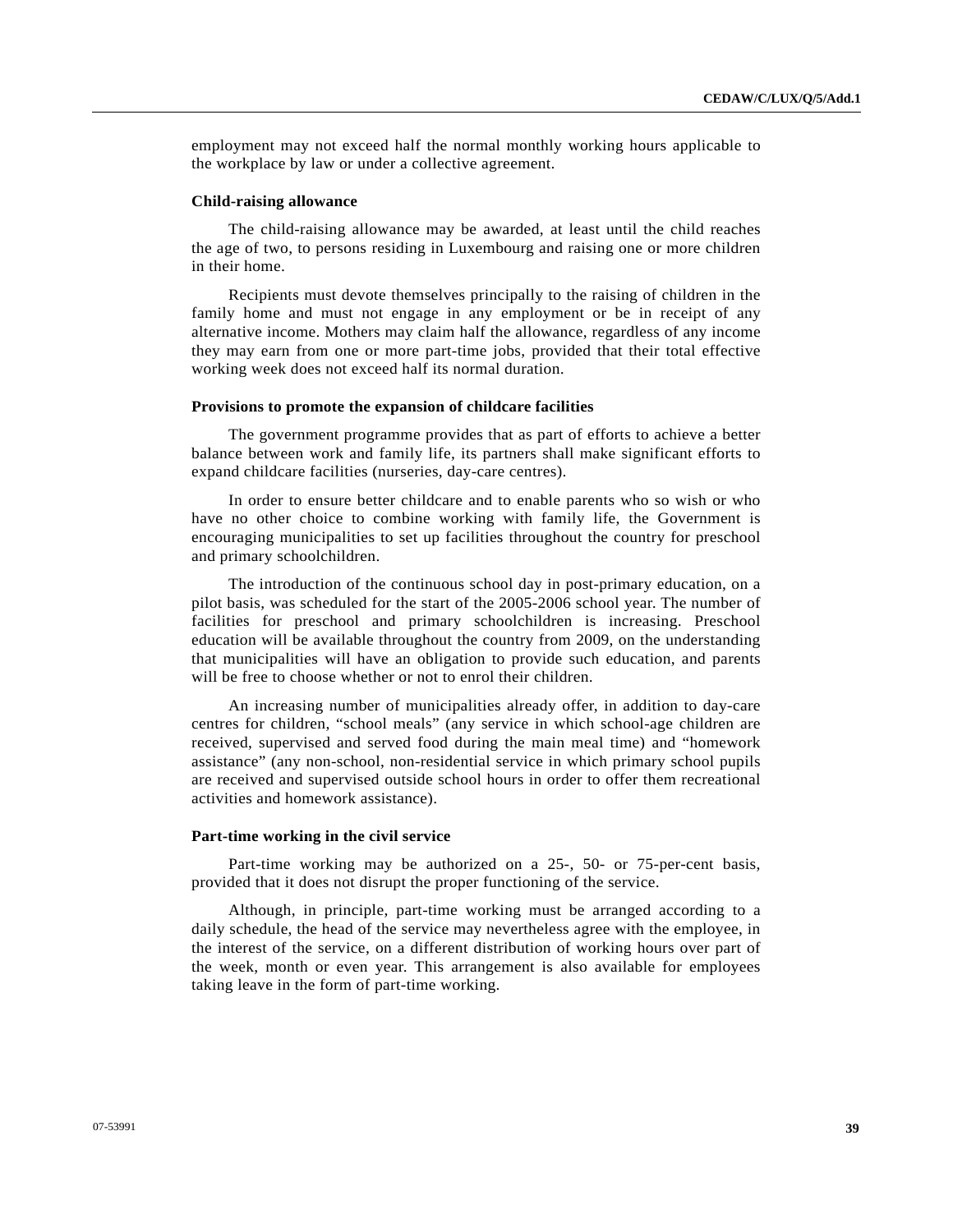employment may not exceed half the normal monthly working hours applicable to the workplace by law or under a collective agreement.

**Child-raising allowance**

The child-raising allowance may be awarded, at least until the child reaches the age of two, to persons residing in Luxembourg and raising one or more children in their home.

Recipients must devote themselves principally to the raising of children in the family home and must not engage in any employment or be in receipt of any alternative income. Mothers may claim half the allowance, regardless of any income they may earn from one or more part-time jobs, provided that their total effective working week does not exceed half its normal duration.

**Provisions to promote the expansion of childcare facilities**

The government programme provides that as part of efforts to achieve a better balance between work and family life, its partners shall make significant efforts to expand childcare facilities (nurseries, day-care centres).

In order to ensure better childcare and to enable parents who so wish or who have no other choice to combine working with family life, the Government is encouraging municipalities to set up facilities throughout the country for preschool and primary schoolchildren.

The introduction of the continuous school day in post-primary education, on a pilot basis, was scheduled for the start of the 2005-2006 school year. The number of facilities for preschool and primary schoolchildren is increasing. Preschool education will be available throughout the country from 2009, on the understanding that municipalities will have an obligation to provide such education, and parents will be free to choose whether or not to enrol their children.

An increasing number of municipalities already offer, in addition to day-care centres for children, "school meals" (any service in which school-age children are received, supervised and served food during the main meal time) and "homework assistance" (any non-school, non-residential service in which primary school pupils are received and supervised outside school hours in order to offer them recreational activities and homework assistance).

**Part-time working in the civil service**

Part-time working may be authorized on a 25-, 50- or 75-per-cent basis, provided that it does not disrupt the proper functioning of the service.

Although, in principle, part-time working must be arranged according to a daily schedule, the head of the service may nevertheless agree with the employee, in the interest of the service, on a different distribution of working hours over part of the week, month or even year. This arrangement is also available for employees taking leave in the form of part-time working.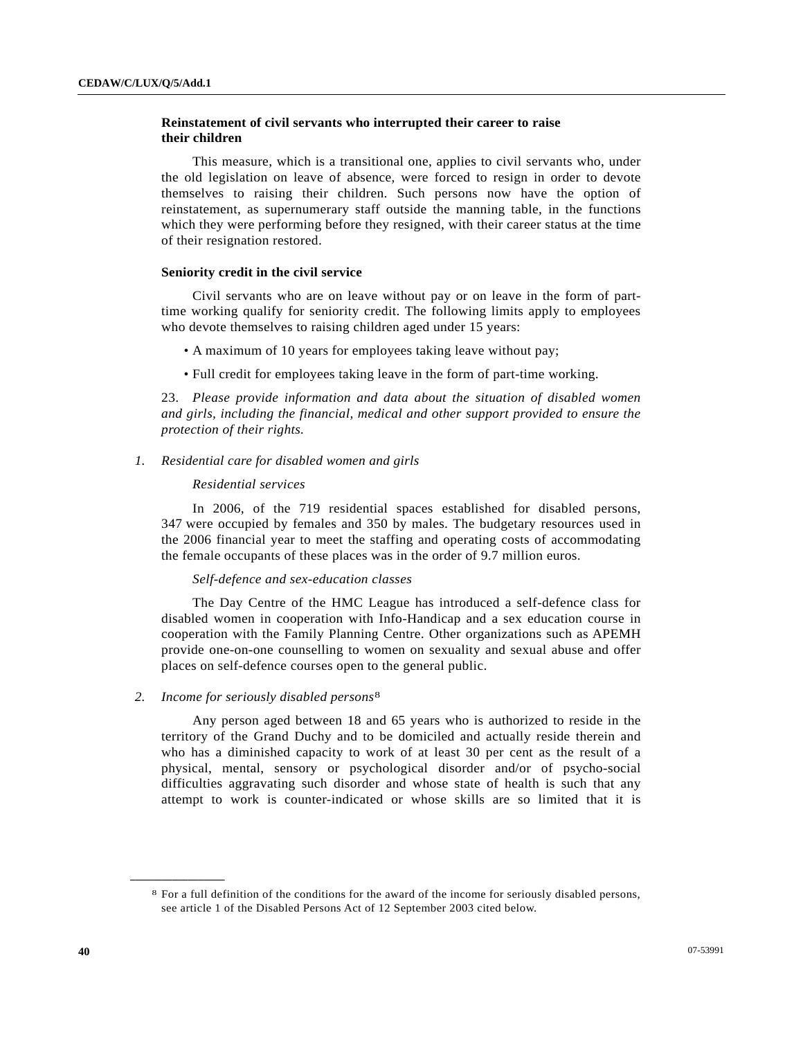**Reinstatement of civil servants who interrupted their career to raise their children**

This measure, which is a transitional one, applies to civil servants who, under the old legislation on leave of absence, were forced to resign in order to devote themselves to raising their children. Such persons now have the option of reinstatement, as supernumerary staff outside the manning table, in the functions which they were performing before they resigned, with their career status at the time of their resignation restored.

**Seniority credit in the civil service**

Civil servants who are on leave without pay or on leave in the form of part-time working qualify for seniority credit. The following limits apply to employees who devote themselves to raising children aged under 15 years:

- A maximum of 10 years for employees taking leave without pay;
- Full credit for employees taking leave in the form of part-time working.

23. *Please provide information and data about the situation of disabled women and girls, including the financial, medical and other support provided to ensure the protection of their rights.*

*1. Residential care for disabled women and girls*

*Residential services*

In 2006, of the 719 residential spaces established for disabled persons, 347 were occupied by females and 350 by males. The budgetary resources used in the 2006 financial year to meet the staffing and operating costs of accommodating the female occupants of these places was in the order of 9.7 million euros.

*Self-defence and sex-education classes*

The Day Centre of the HMC League has introduced a self-defence class for disabled women in cooperation with Info-Handicap and a sex education course in cooperation with the Family Planning Centre. Other organizations such as APEMH provide one-on-one counselling to women on sexuality and sexual abuse and offer places on self-defence courses open to the general public.

*2. Income for seriously disabled persons*[8]

Any person aged between 18 and 65 years who is authorized to reside in the territory of the Grand Duchy and to be domiciled and actually reside therein and who has a diminished capacity to work of at least 30 per cent as the result of a physical, mental, sensory or psychological disorder and/or of psycho-social difficulties aggravating such disorder and whose state of health is such that any attempt to work is counter-indicated or whose skills are so limited that it is

---

[8] For a full definition of the conditions for the award of the income for seriously disabled persons, see article 1 of the Disabled Persons Act of 12 September 2003 cited below.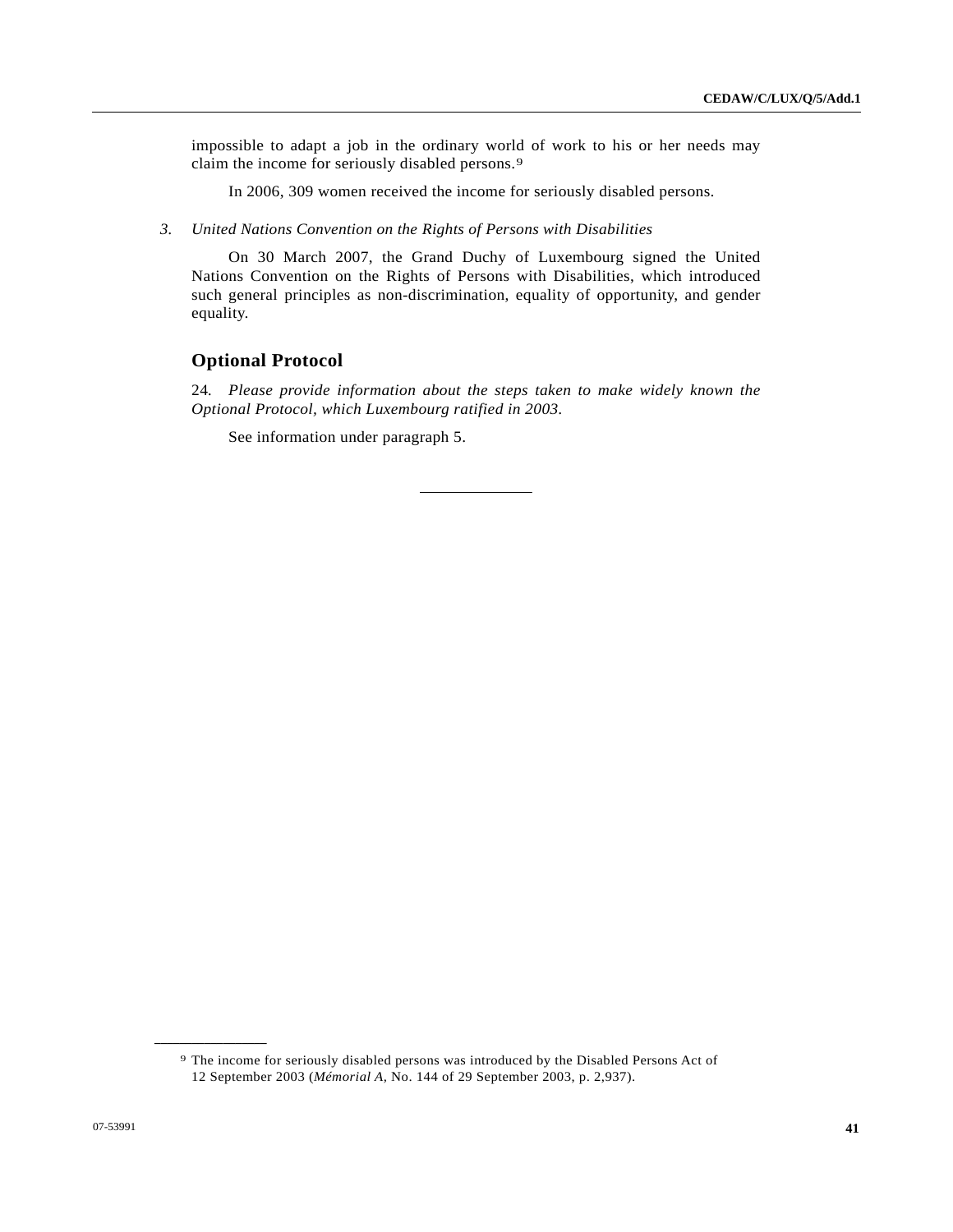impossible to adapt a job in the ordinary world of work to his or her needs may claim the income for seriously disabled persons.[9]

In 2006, 309 women received the income for seriously disabled persons.

*3. United Nations Convention on the Rights of Persons with Disabilities*

On 30 March 2007, the Grand Duchy of Luxembourg signed the United Nations Convention on the Rights of Persons with Disabilities, which introduced such general principles as non-discrimination, equality of opportunity, and gender equality.

## Optional Protocol

24. *Please provide information about the steps taken to make widely known the Optional Protocol, which Luxembourg ratified in 2003.*

See information under paragraph 5.

---

[9] The income for seriously disabled persons was introduced by the Disabled Persons Act of 12 September 2003 (*Mémorial A*, No. 144 of 29 September 2003, p. 2,937).